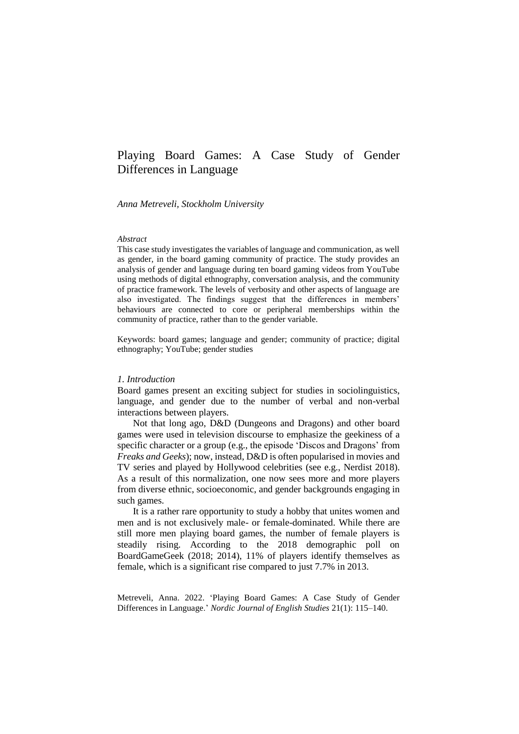# Playing Board Games: A Case Study of Gender Differences in Language

*Anna Metreveli, Stockholm University*

*Abstract*

This case study investigates the variables of language and communication, as well as gender, in the board gaming community of practice. The study provides an analysis of gender and language during ten board gaming videos from YouTube using methods of digital ethnography, conversation analysis, and the community of practice framework. The levels of verbosity and other aspects of language are also investigated. The findings suggest that the differences in members' behaviours are connected to core or peripheral memberships within the community of practice, rather than to the gender variable.

Keywords: board games; language and gender; community of practice; digital ethnography; YouTube; gender studies

## *1. Introduction*

Board games present an exciting subject for studies in sociolinguistics, language, and gender due to the number of verbal and non-verbal interactions between players.

Not that long ago, D&D (Dungeons and Dragons) and other board games were used in television discourse to emphasize the geekiness of a specific character or a group (e.g., the episode 'Discos and Dragons' from *Freaks and Geeks*); now, instead, D&D is often popularised in movies and TV series and played by Hollywood celebrities (see e.g., Nerdist 2018). As a result of this normalization, one now sees more and more players from diverse ethnic, socioeconomic, and gender backgrounds engaging in such games.

It is a rather rare opportunity to study a hobby that unites women and men and is not exclusively male- or female-dominated. While there are still more men playing board games, the number of female players is steadily rising. According to the 2018 demographic poll on BoardGameGeek (2018; 2014), 11% of players identify themselves as female, which is a significant rise compared to just 7.7% in 2013.

Metreveli, Anna. 2022. 'Playing Board Games: A Case Study of Gender Differences in Language.' *Nordic Journal of English Studies* 21(1): 115–140.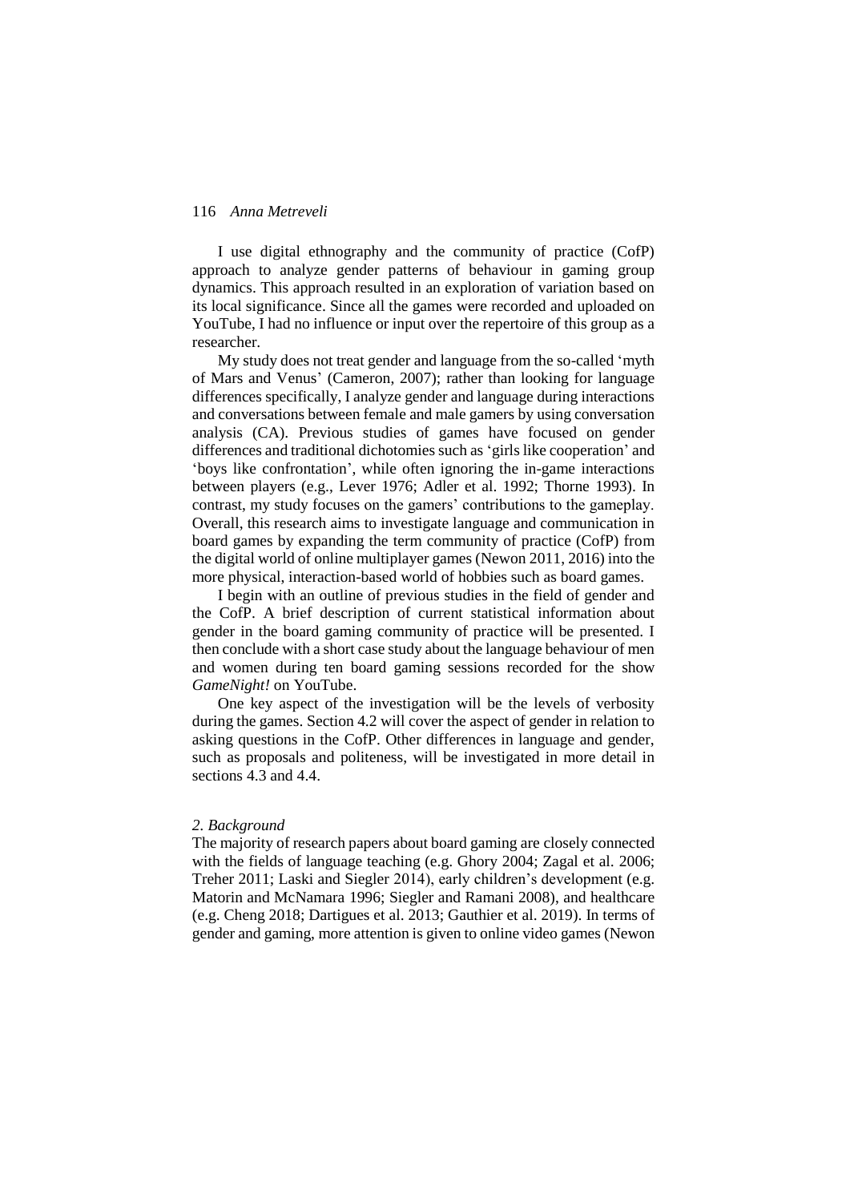I use digital ethnography and the community of practice (CofP) approach to analyze gender patterns of behaviour in gaming group dynamics. This approach resulted in an exploration of variation based on its local significance. Since all the games were recorded and uploaded on YouTube, I had no influence or input over the repertoire of this group as a researcher.

My study does not treat gender and language from the so-called 'myth of Mars and Venus' (Cameron, 2007); rather than looking for language differences specifically, I analyze gender and language during interactions and conversations between female and male gamers by using conversation analysis (CA). Previous studies of games have focused on gender differences and traditional dichotomies such as 'girls like cooperation' and 'boys like confrontation', while often ignoring the in-game interactions between players (e.g., Lever 1976; Adler et al. 1992; Thorne 1993). In contrast, my study focuses on the gamers' contributions to the gameplay. Overall, this research aims to investigate language and communication in board games by expanding the term community of practice (CofP) from the digital world of online multiplayer games (Newon 2011, 2016) into the more physical, interaction-based world of hobbies such as board games.

I begin with an outline of previous studies in the field of gender and the CofP. A brief description of current statistical information about gender in the board gaming community of practice will be presented. I then conclude with a short case study about the language behaviour of men and women during ten board gaming sessions recorded for the show *GameNight!* on YouTube.

One key aspect of the investigation will be the levels of verbosity during the games. Section 4.2 will cover the aspect of gender in relation to asking questions in the CofP. Other differences in language and gender, such as proposals and politeness, will be investigated in more detail in sections 4.3 and 4.4.

## *2. Background*

The majority of research papers about board gaming are closely connected with the fields of language teaching (e.g. Ghory 2004; Zagal et al. 2006; Treher 2011; Laski and Siegler 2014), early children's development (e.g. Matorin and McNamara 1996; Siegler and Ramani 2008), and healthcare (e.g. Cheng 2018; Dartigues et al. 2013; Gauthier et al. 2019). In terms of gender and gaming, more attention is given to online video games (Newon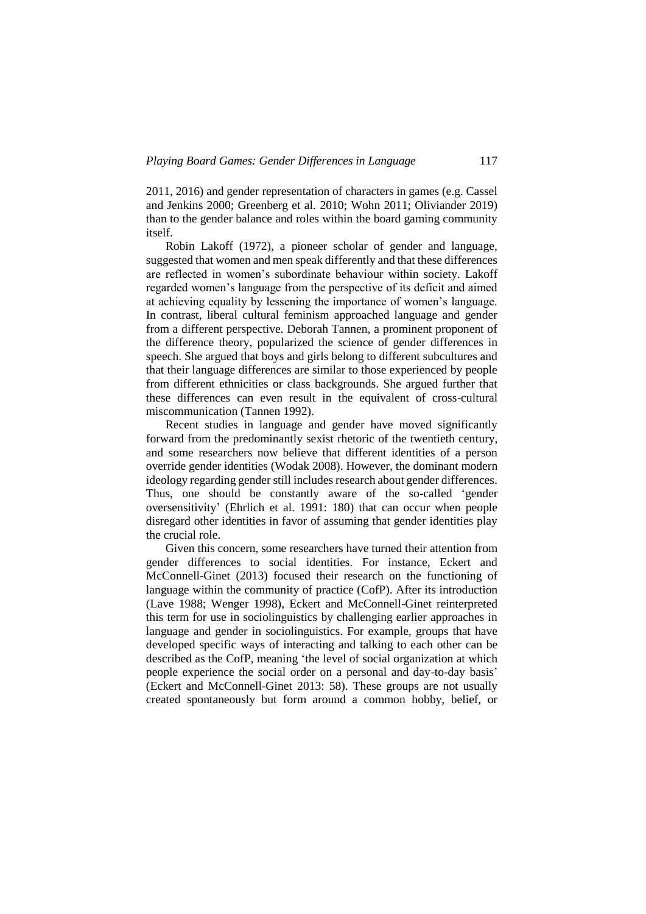2011, 2016) and gender representation of characters in games (e.g. Cassel and Jenkins 2000; Greenberg et al. 2010; Wohn 2011; Oliviander 2019) than to the gender balance and roles within the board gaming community itself.

Robin Lakoff (1972), a pioneer scholar of gender and language, suggested that women and men speak differently and that these differences are reflected in women's subordinate behaviour within society. Lakoff regarded women's language from the perspective of its deficit and aimed at achieving equality by lessening the importance of women's language. In contrast, liberal cultural feminism approached language and gender from a different perspective. Deborah Tannen, a prominent proponent of the difference theory, popularized the science of gender differences in speech. She argued that boys and girls belong to different subcultures and that their language differences are similar to those experienced by people from different ethnicities or class backgrounds. She argued further that these differences can even result in the equivalent of cross-cultural miscommunication (Tannen 1992).

Recent studies in language and gender have moved significantly forward from the predominantly sexist rhetoric of the twentieth century, and some researchers now believe that different identities of a person override gender identities (Wodak 2008). However, the dominant modern ideology regarding gender still includes research about gender differences. Thus, one should be constantly aware of the so-called 'gender oversensitivity' (Ehrlich et al. 1991: 180) that can occur when people disregard other identities in favor of assuming that gender identities play the crucial role.

Given this concern, some researchers have turned their attention from gender differences to social identities. For instance, Eckert and McConnell-Ginet (2013) focused their research on the functioning of language within the community of practice (CofP). After its introduction (Lave 1988; Wenger 1998), Eckert and McConnell-Ginet reinterpreted this term for use in sociolinguistics by challenging earlier approaches in language and gender in sociolinguistics. For example, groups that have developed specific ways of interacting and talking to each other can be described as the CofP, meaning 'the level of social organization at which people experience the social order on a personal and day-to-day basis' (Eckert and McConnell-Ginet 2013: 58). These groups are not usually created spontaneously but form around a common hobby, belief, or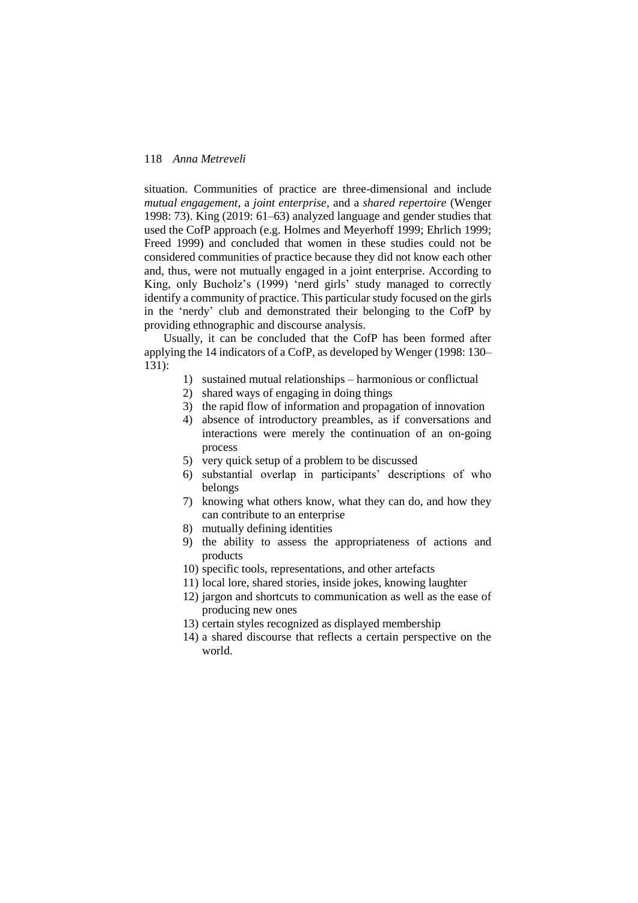situation. Communities of practice are three-dimensional and include *mutual engagement*, a *joint enterprise*, and a *shared repertoire* (Wenger 1998: 73). King (2019: 61–63) analyzed language and gender studies that used the CofP approach (e.g. Holmes and Meyerhoff 1999; Ehrlich 1999; Freed 1999) and concluded that women in these studies could not be considered communities of practice because they did not know each other and, thus, were not mutually engaged in a joint enterprise. According to King, only Bucholz's (1999) 'nerd girls' study managed to correctly identify a community of practice. This particular study focused on the girls in the 'nerdy' club and demonstrated their belonging to the CofP by providing ethnographic and discourse analysis.

Usually, it can be concluded that the CofP has been formed after applying the 14 indicators of a CofP, as developed by Wenger (1998: 130–131):

1) sustained mutual relationships – harmonious or conflictual
2) shared ways of engaging in doing things
3) the rapid flow of information and propagation of innovation
4) absence of introductory preambles, as if conversations and interactions were merely the continuation of an on-going process
5) very quick setup of a problem to be discussed
6) substantial overlap in participants' descriptions of who belongs
7) knowing what others know, what they can do, and how they can contribute to an enterprise
8) mutually defining identities
9) the ability to assess the appropriateness of actions and products
10) specific tools, representations, and other artefacts
11) local lore, shared stories, inside jokes, knowing laughter
12) jargon and shortcuts to communication as well as the ease of producing new ones
13) certain styles recognized as displayed membership
14) a shared discourse that reflects a certain perspective on the world.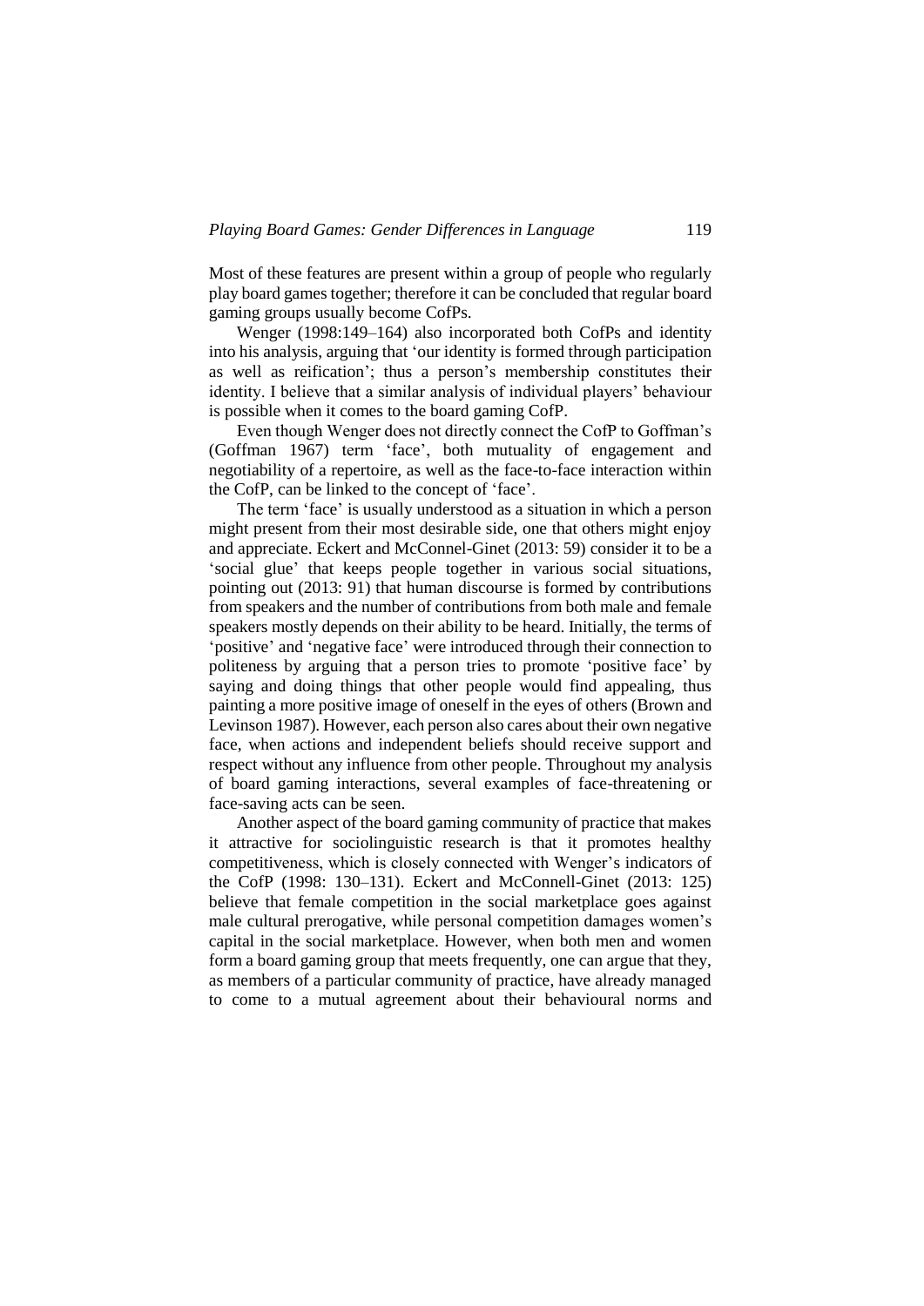Most of these features are present within a group of people who regularly play board games together; therefore it can be concluded that regular board gaming groups usually become CofPs.

Wenger (1998:149–164) also incorporated both CofPs and identity into his analysis, arguing that 'our identity is formed through participation as well as reification'; thus a person's membership constitutes their identity. I believe that a similar analysis of individual players' behaviour is possible when it comes to the board gaming CofP.

Even though Wenger does not directly connect the CofP to Goffman's (Goffman 1967) term 'face', both mutuality of engagement and negotiability of a repertoire, as well as the face-to-face interaction within the CofP, can be linked to the concept of 'face'.

The term 'face' is usually understood as a situation in which a person might present from their most desirable side, one that others might enjoy and appreciate. Eckert and McConnel-Ginet (2013: 59) consider it to be a 'social glue' that keeps people together in various social situations, pointing out (2013: 91) that human discourse is formed by contributions from speakers and the number of contributions from both male and female speakers mostly depends on their ability to be heard. Initially, the terms of 'positive' and 'negative face' were introduced through their connection to politeness by arguing that a person tries to promote 'positive face' by saying and doing things that other people would find appealing, thus painting a more positive image of oneself in the eyes of others (Brown and Levinson 1987). However, each person also cares about their own negative face, when actions and independent beliefs should receive support and respect without any influence from other people. Throughout my analysis of board gaming interactions, several examples of face-threatening or face-saving acts can be seen.

Another aspect of the board gaming community of practice that makes it attractive for sociolinguistic research is that it promotes healthy competitiveness, which is closely connected with Wenger's indicators of the CofP (1998: 130–131). Eckert and McConnell-Ginet (2013: 125) believe that female competition in the social marketplace goes against male cultural prerogative, while personal competition damages women's capital in the social marketplace. However, when both men and women form a board gaming group that meets frequently, one can argue that they, as members of a particular community of practice, have already managed to come to a mutual agreement about their behavioural norms and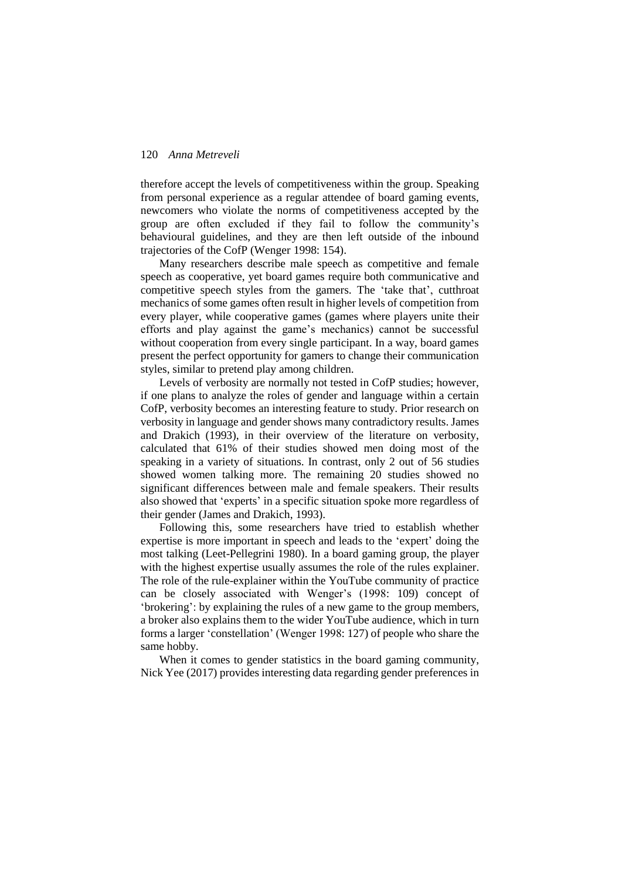therefore accept the levels of competitiveness within the group. Speaking from personal experience as a regular attendee of board gaming events, newcomers who violate the norms of competitiveness accepted by the group are often excluded if they fail to follow the community's behavioural guidelines, and they are then left outside of the inbound trajectories of the CofP (Wenger 1998: 154).

Many researchers describe male speech as competitive and female speech as cooperative, yet board games require both communicative and competitive speech styles from the gamers. The 'take that', cutthroat mechanics of some games often result in higher levels of competition from every player, while cooperative games (games where players unite their efforts and play against the game's mechanics) cannot be successful without cooperation from every single participant. In a way, board games present the perfect opportunity for gamers to change their communication styles, similar to pretend play among children.

Levels of verbosity are normally not tested in CofP studies; however, if one plans to analyze the roles of gender and language within a certain CofP, verbosity becomes an interesting feature to study. Prior research on verbosity in language and gender shows many contradictory results. James and Drakich (1993), in their overview of the literature on verbosity, calculated that 61% of their studies showed men doing most of the speaking in a variety of situations. In contrast, only 2 out of 56 studies showed women talking more. The remaining 20 studies showed no significant differences between male and female speakers. Their results also showed that 'experts' in a specific situation spoke more regardless of their gender (James and Drakich, 1993).

Following this, some researchers have tried to establish whether expertise is more important in speech and leads to the 'expert' doing the most talking (Leet-Pellegrini 1980). In a board gaming group, the player with the highest expertise usually assumes the role of the rules explainer. The role of the rule-explainer within the YouTube community of practice can be closely associated with Wenger's (1998: 109) concept of 'brokering': by explaining the rules of a new game to the group members, a broker also explains them to the wider YouTube audience, which in turn forms a larger 'constellation' (Wenger 1998: 127) of people who share the same hobby.

When it comes to gender statistics in the board gaming community, Nick Yee (2017) provides interesting data regarding gender preferences in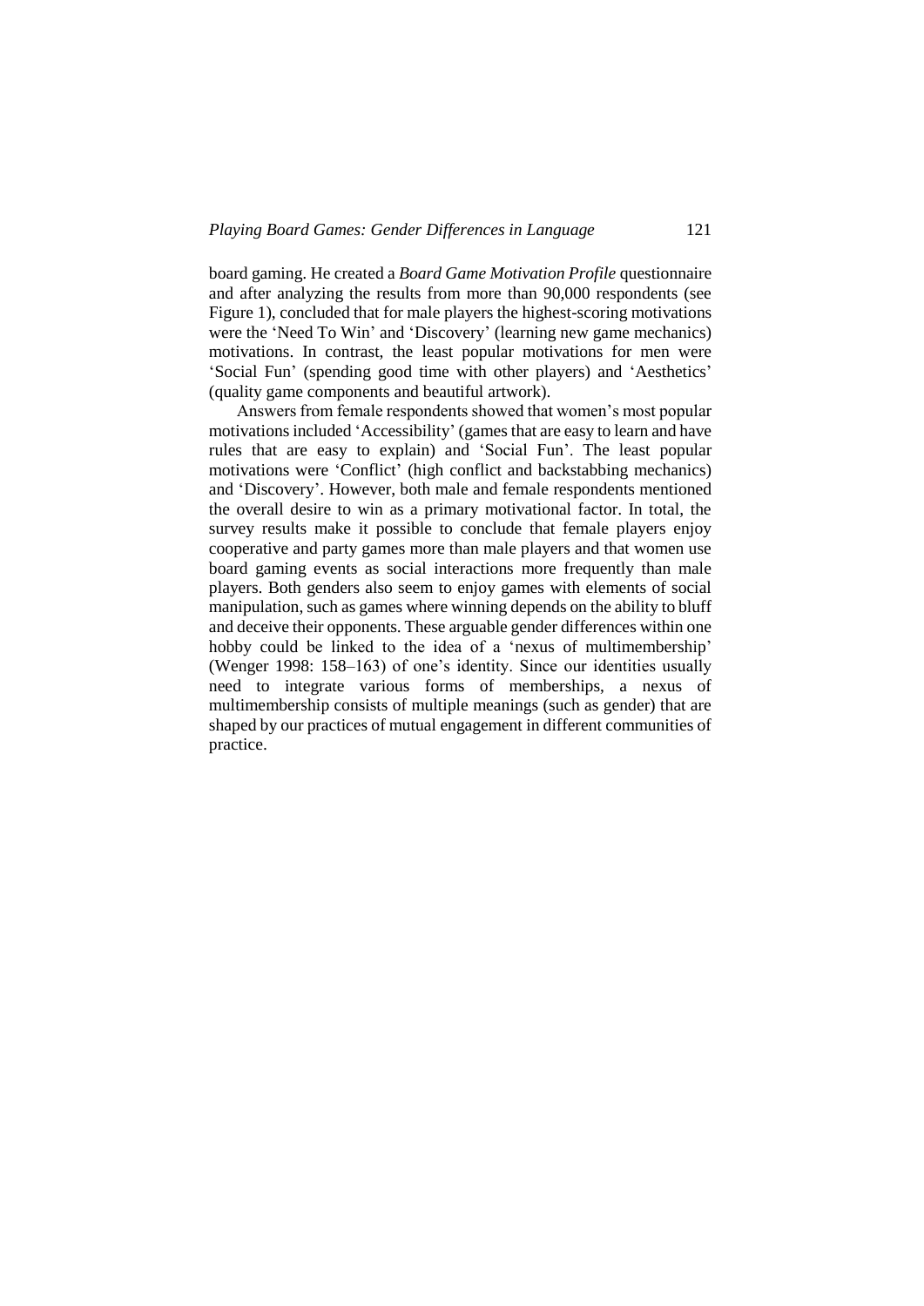board gaming. He created a *Board Game Motivation Profile* questionnaire and after analyzing the results from more than 90,000 respondents (see Figure 1), concluded that for male players the highest-scoring motivations were the 'Need To Win' and 'Discovery' (learning new game mechanics) motivations. In contrast, the least popular motivations for men were 'Social Fun' (spending good time with other players) and 'Aesthetics' (quality game components and beautiful artwork).

Answers from female respondents showed that women's most popular motivations included 'Accessibility' (games that are easy to learn and have rules that are easy to explain) and 'Social Fun'. The least popular motivations were 'Conflict' (high conflict and backstabbing mechanics) and 'Discovery'. However, both male and female respondents mentioned the overall desire to win as a primary motivational factor. In total, the survey results make it possible to conclude that female players enjoy cooperative and party games more than male players and that women use board gaming events as social interactions more frequently than male players. Both genders also seem to enjoy games with elements of social manipulation, such as games where winning depends on the ability to bluff and deceive their opponents. These arguable gender differences within one hobby could be linked to the idea of a 'nexus of multimembership' (Wenger 1998: 158–163) of one's identity. Since our identities usually need to integrate various forms of memberships, a nexus of multimembership consists of multiple meanings (such as gender) that are shaped by our practices of mutual engagement in different communities of practice.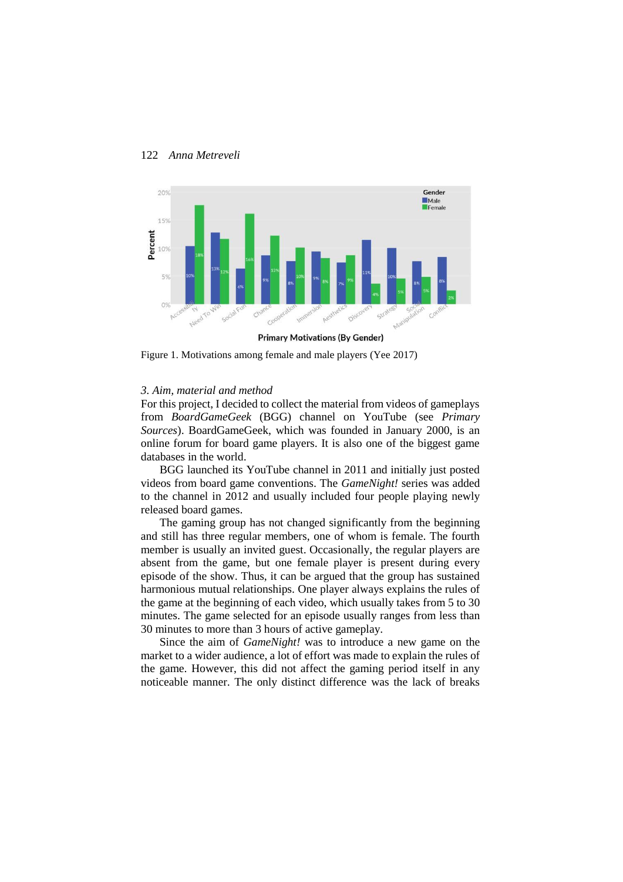Figure 1. Motivations among female and male players (Yee 2017)

*3. Aim, material and method*

For this project, I decided to collect the material from videos of gameplays from *BoardGameGeek* (BGG) channel on YouTube (see *Primary Sources*). BoardGameGeek, which was founded in January 2000, is an online forum for board game players. It is also one of the biggest game databases in the world.

BGG launched its YouTube channel in 2011 and initially just posted videos from board game conventions. The *GameNight!* series was added to the channel in 2012 and usually included four people playing newly released board games.

The gaming group has not changed significantly from the beginning and still has three regular members, one of whom is female. The fourth member is usually an invited guest. Occasionally, the regular players are absent from the game, but one female player is present during every episode of the show. Thus, it can be argued that the group has sustained harmonious mutual relationships. One player always explains the rules of the game at the beginning of each video, which usually takes from 5 to 30 minutes. The game selected for an episode usually ranges from less than 30 minutes to more than 3 hours of active gameplay.

Since the aim of *GameNight!* was to introduce a new game on the market to a wider audience, a lot of effort was made to explain the rules of the game. However, this did not affect the gaming period itself in any noticeable manner. The only distinct difference was the lack of breaks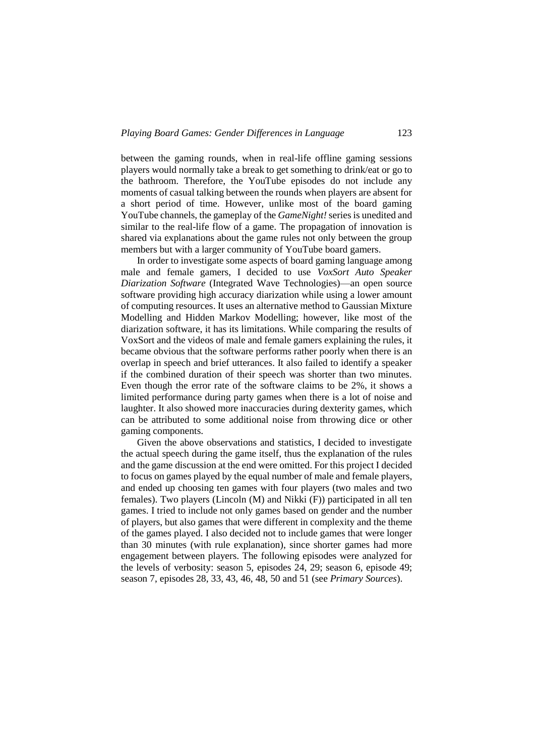between the gaming rounds, when in real-life offline gaming sessions players would normally take a break to get something to drink/eat or go to the bathroom. Therefore, the YouTube episodes do not include any moments of casual talking between the rounds when players are absent for a short period of time. However, unlike most of the board gaming YouTube channels, the gameplay of the *GameNight!* series is unedited and similar to the real-life flow of a game. The propagation of innovation is shared via explanations about the game rules not only between the group members but with a larger community of YouTube board gamers.

In order to investigate some aspects of board gaming language among male and female gamers, I decided to use *VoxSort Auto Speaker Diarization Software* (Integrated Wave Technologies)—an open source software providing high accuracy diarization while using a lower amount of computing resources. It uses an alternative method to Gaussian Mixture Modelling and Hidden Markov Modelling; however, like most of the diarization software, it has its limitations. While comparing the results of VoxSort and the videos of male and female gamers explaining the rules, it became obvious that the software performs rather poorly when there is an overlap in speech and brief utterances. It also failed to identify a speaker if the combined duration of their speech was shorter than two minutes. Even though the error rate of the software claims to be 2%, it shows a limited performance during party games when there is a lot of noise and laughter. It also showed more inaccuracies during dexterity games, which can be attributed to some additional noise from throwing dice or other gaming components.

Given the above observations and statistics, I decided to investigate the actual speech during the game itself, thus the explanation of the rules and the game discussion at the end were omitted. For this project I decided to focus on games played by the equal number of male and female players, and ended up choosing ten games with four players (two males and two females). Two players (Lincoln (M) and Nikki (F)) participated in all ten games. I tried to include not only games based on gender and the number of players, but also games that were different in complexity and the theme of the games played. I also decided not to include games that were longer than 30 minutes (with rule explanation), since shorter games had more engagement between players. The following episodes were analyzed for the levels of verbosity: season 5, episodes 24, 29; season 6, episode 49; season 7, episodes 28, 33, 43, 46, 48, 50 and 51 (see *Primary Sources*).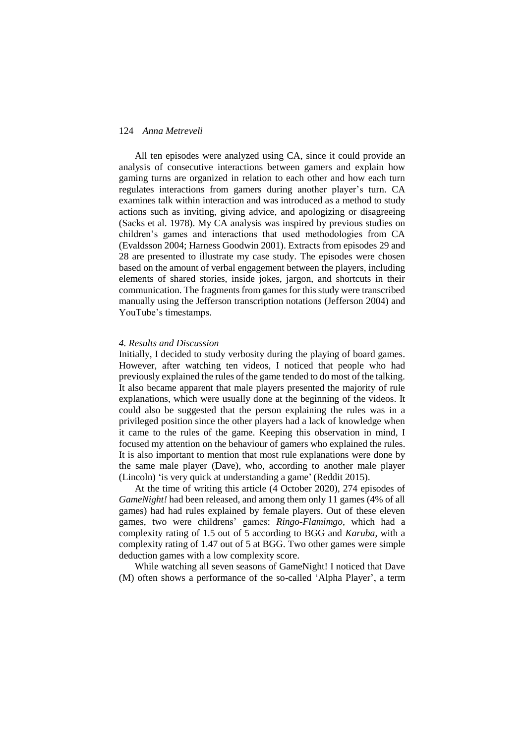All ten episodes were analyzed using CA, since it could provide an analysis of consecutive interactions between gamers and explain how gaming turns are organized in relation to each other and how each turn regulates interactions from gamers during another player's turn. CA examines talk within interaction and was introduced as a method to study actions such as inviting, giving advice, and apologizing or disagreeing (Sacks et al. 1978). My CA analysis was inspired by previous studies on children's games and interactions that used methodologies from CA (Evaldsson 2004; Harness Goodwin 2001). Extracts from episodes 29 and 28 are presented to illustrate my case study. The episodes were chosen based on the amount of verbal engagement between the players, including elements of shared stories, inside jokes, jargon, and shortcuts in their communication. The fragments from games for this study were transcribed manually using the Jefferson transcription notations (Jefferson 2004) and YouTube's timestamps.

### *4. Results and Discussion*

Initially, I decided to study verbosity during the playing of board games. However, after watching ten videos, I noticed that people who had previously explained the rules of the game tended to do most of the talking. It also became apparent that male players presented the majority of rule explanations, which were usually done at the beginning of the videos. It could also be suggested that the person explaining the rules was in a privileged position since the other players had a lack of knowledge when it came to the rules of the game. Keeping this observation in mind, I focused my attention on the behaviour of gamers who explained the rules. It is also important to mention that most rule explanations were done by the same male player (Dave), who, according to another male player (Lincoln) 'is very quick at understanding a game' (Reddit 2015).

At the time of writing this article (4 October 2020), 274 episodes of *GameNight!* had been released, and among them only 11 games (4% of all games) had had rules explained by female players. Out of these eleven games, two were childrens' games: *Ringo-Flamimgo*, which had a complexity rating of 1.5 out of 5 according to BGG and *Karuba*, with a complexity rating of 1.47 out of 5 at BGG. Two other games were simple deduction games with a low complexity score.

While watching all seven seasons of GameNight! I noticed that Dave (M) often shows a performance of the so-called 'Alpha Player', a term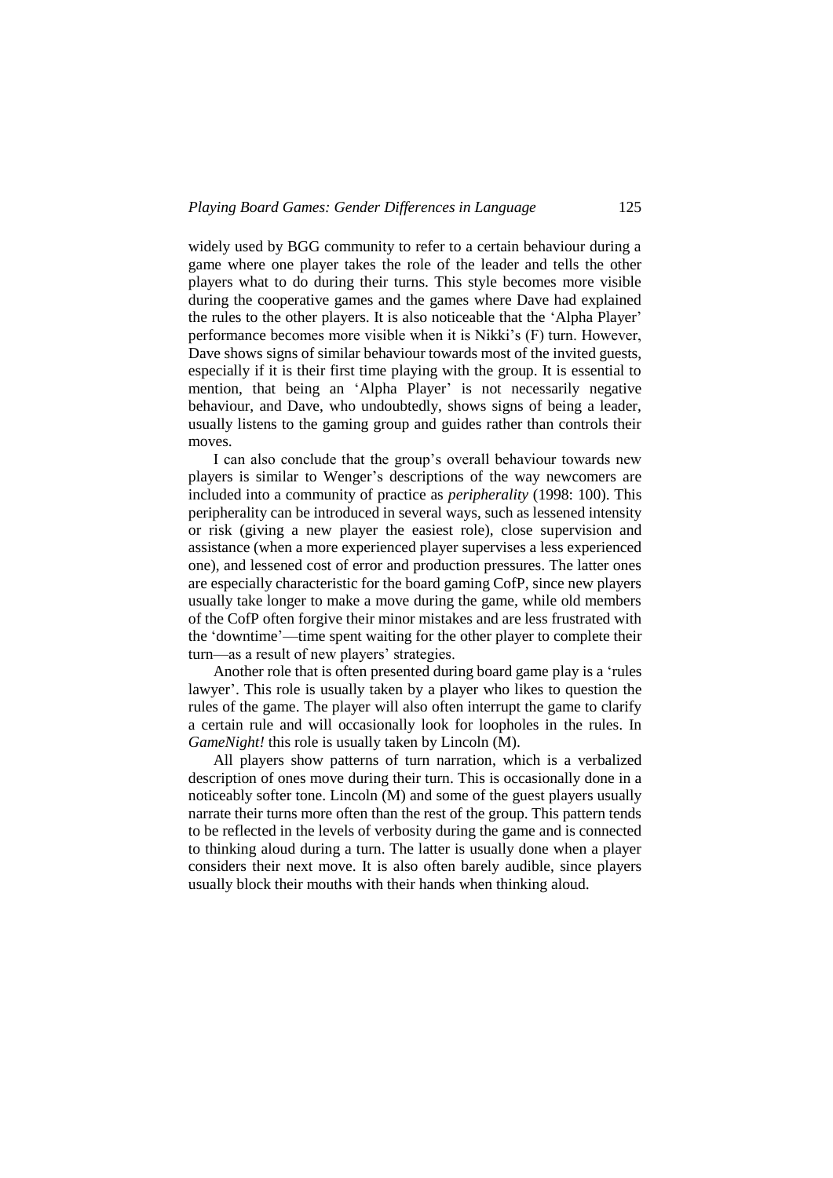widely used by BGG community to refer to a certain behaviour during a game where one player takes the role of the leader and tells the other players what to do during their turns. This style becomes more visible during the cooperative games and the games where Dave had explained the rules to the other players. It is also noticeable that the 'Alpha Player' performance becomes more visible when it is Nikki's (F) turn. However, Dave shows signs of similar behaviour towards most of the invited guests, especially if it is their first time playing with the group. It is essential to mention, that being an 'Alpha Player' is not necessarily negative behaviour, and Dave, who undoubtedly, shows signs of being a leader, usually listens to the gaming group and guides rather than controls their moves.

I can also conclude that the group's overall behaviour towards new players is similar to Wenger's descriptions of the way newcomers are included into a community of practice as *peripherality* (1998: 100). This peripherality can be introduced in several ways, such as lessened intensity or risk (giving a new player the easiest role), close supervision and assistance (when a more experienced player supervises a less experienced one), and lessened cost of error and production pressures. The latter ones are especially characteristic for the board gaming CofP, since new players usually take longer to make a move during the game, while old members of the CofP often forgive their minor mistakes and are less frustrated with the 'downtime'—time spent waiting for the other player to complete their turn—as a result of new players' strategies.

Another role that is often presented during board game play is a 'rules lawyer'. This role is usually taken by a player who likes to question the rules of the game. The player will also often interrupt the game to clarify a certain rule and will occasionally look for loopholes in the rules. In *GameNight!* this role is usually taken by Lincoln (M).

All players show patterns of turn narration, which is a verbalized description of ones move during their turn. This is occasionally done in a noticeably softer tone. Lincoln (M) and some of the guest players usually narrate their turns more often than the rest of the group. This pattern tends to be reflected in the levels of verbosity during the game and is connected to thinking aloud during a turn. The latter is usually done when a player considers their next move. It is also often barely audible, since players usually block their mouths with their hands when thinking aloud.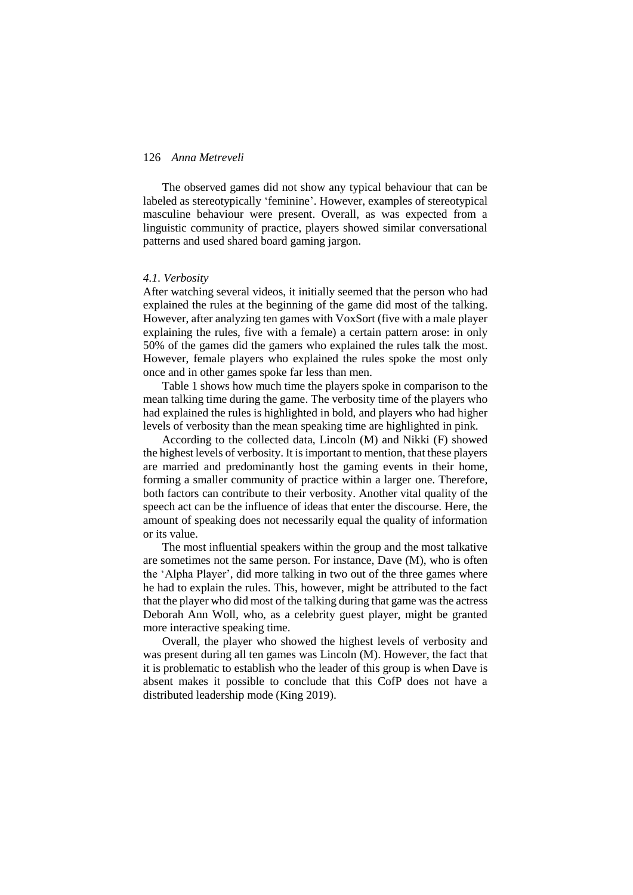The observed games did not show any typical behaviour that can be labeled as stereotypically 'feminine'. However, examples of stereotypical masculine behaviour were present. Overall, as was expected from a linguistic community of practice, players showed similar conversational patterns and used shared board gaming jargon.

### *4.1. Verbosity*

After watching several videos, it initially seemed that the person who had explained the rules at the beginning of the game did most of the talking. However, after analyzing ten games with VoxSort (five with a male player explaining the rules, five with a female) a certain pattern arose: in only 50% of the games did the gamers who explained the rules talk the most. However, female players who explained the rules spoke the most only once and in other games spoke far less than men.

Table 1 shows how much time the players spoke in comparison to the mean talking time during the game. The verbosity time of the players who had explained the rules is highlighted in bold, and players who had higher levels of verbosity than the mean speaking time are highlighted in pink.

According to the collected data, Lincoln (M) and Nikki (F) showed the highest levels of verbosity. It is important to mention, that these players are married and predominantly host the gaming events in their home, forming a smaller community of practice within a larger one. Therefore, both factors can contribute to their verbosity. Another vital quality of the speech act can be the influence of ideas that enter the discourse. Here, the amount of speaking does not necessarily equal the quality of information or its value.

The most influential speakers within the group and the most talkative are sometimes not the same person. For instance, Dave (M), who is often the 'Alpha Player', did more talking in two out of the three games where he had to explain the rules. This, however, might be attributed to the fact that the player who did most of the talking during that game was the actress Deborah Ann Woll, who, as a celebrity guest player, might be granted more interactive speaking time.

Overall, the player who showed the highest levels of verbosity and was present during all ten games was Lincoln (M). However, the fact that it is problematic to establish who the leader of this group is when Dave is absent makes it possible to conclude that this CofP does not have a distributed leadership mode (King 2019).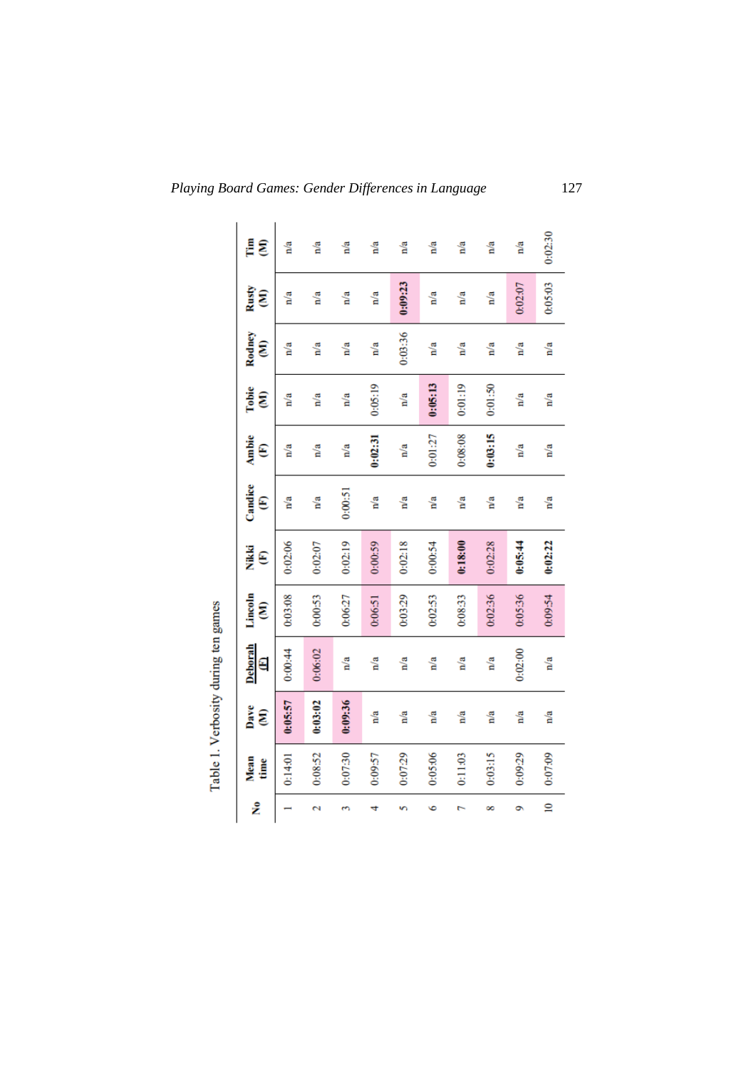Table 1. Verbosity during ten games

| No | Mean time | Dave (M) | Deborah (F) | Lincoln (M) | Nikki (F) | Candice (F) | Ambie (F) | Tobie (M) | Rodney (M) | Rusty (M) | Tim (M) |
|---|---|---|---|---|---|---|---|---|---|---|---|
| 1 | 0:14:01 | **0:05:57** | 0:00:44 | 0:03:08 | 0:02:06 | n/a | n/a | n/a | n/a | n/a | n/a |
| 2 | 0:08:52 | **0:03:02** | 0:06:02 | 0:00:53 | 0:02:07 | n/a | n/a | n/a | n/a | n/a | n/a |
| 3 | 0:07:30 | **0:09:36** | n/a | 0:06:27 | 0:02:19 | 0:00:51 | n/a | n/a | n/a | n/a | n/a |
| 4 | 0:09:57 | n/a | n/a | 0:06:51 | 0:00:59 | n/a | **0:02:31** | 0:05:19 | n/a | n/a | n/a |
| 5 | 0:07:29 | n/a | n/a | 0:03:29 | 0:02:18 | n/a | n/a | n/a | 0:03:36 | **0:09:23** | n/a |
| 6 | 0:05:06 | n/a | n/a | 0:02:53 | 0:00:54 | n/a | 0:01:27 | **0:05:13** | n/a | n/a | n/a |
| 7 | 0:11:03 | n/a | n/a | 0:08:33 | **0:18:00** | n/a | 0:08:08 | 0:01:19 | n/a | n/a | n/a |
| 8 | 0:03:15 | n/a | n/a | 0:02:36 | 0:02:28 | n/a | **0:03:15** | 0:01:50 | n/a | n/a | n/a |
| 9 | 0:09:29 | n/a | 0:02:00 | 0:05:36 | **0:05:44** | n/a | n/a | n/a | n/a | 0:02:07 | n/a |
| 10 | 0:07:09 | n/a | n/a | 0:09:54 | **0:02:22** | n/a | n/a | n/a | n/a | 0:05:03 | 0:02:30 |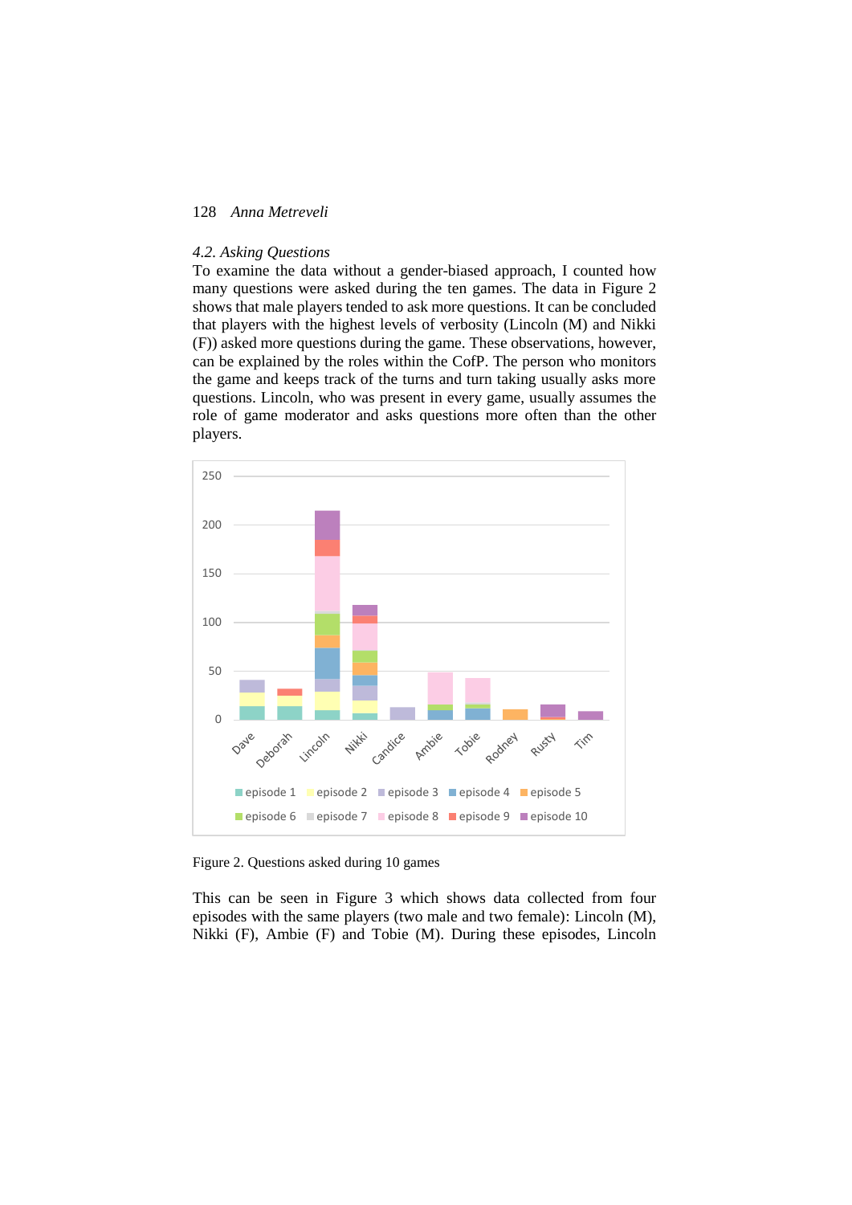### 4.2. Asking Questions

To examine the data without a gender-biased approach, I counted how many questions were asked during the ten games. The data in Figure 2 shows that male players tended to ask more questions. It can be concluded that players with the highest levels of verbosity (Lincoln (M) and Nikki (F)) asked more questions during the game. These observations, however, can be explained by the roles within the CofP. The person who monitors the game and keeps track of the turns and turn taking usually asks more questions. Lincoln, who was present in every game, usually assumes the role of game moderator and asks questions more often than the other players.

Figure 2. Questions asked during 10 games

This can be seen in Figure 3 which shows data collected from four episodes with the same players (two male and two female): Lincoln (M), Nikki (F), Ambie (F) and Tobie (M). During these episodes, Lincoln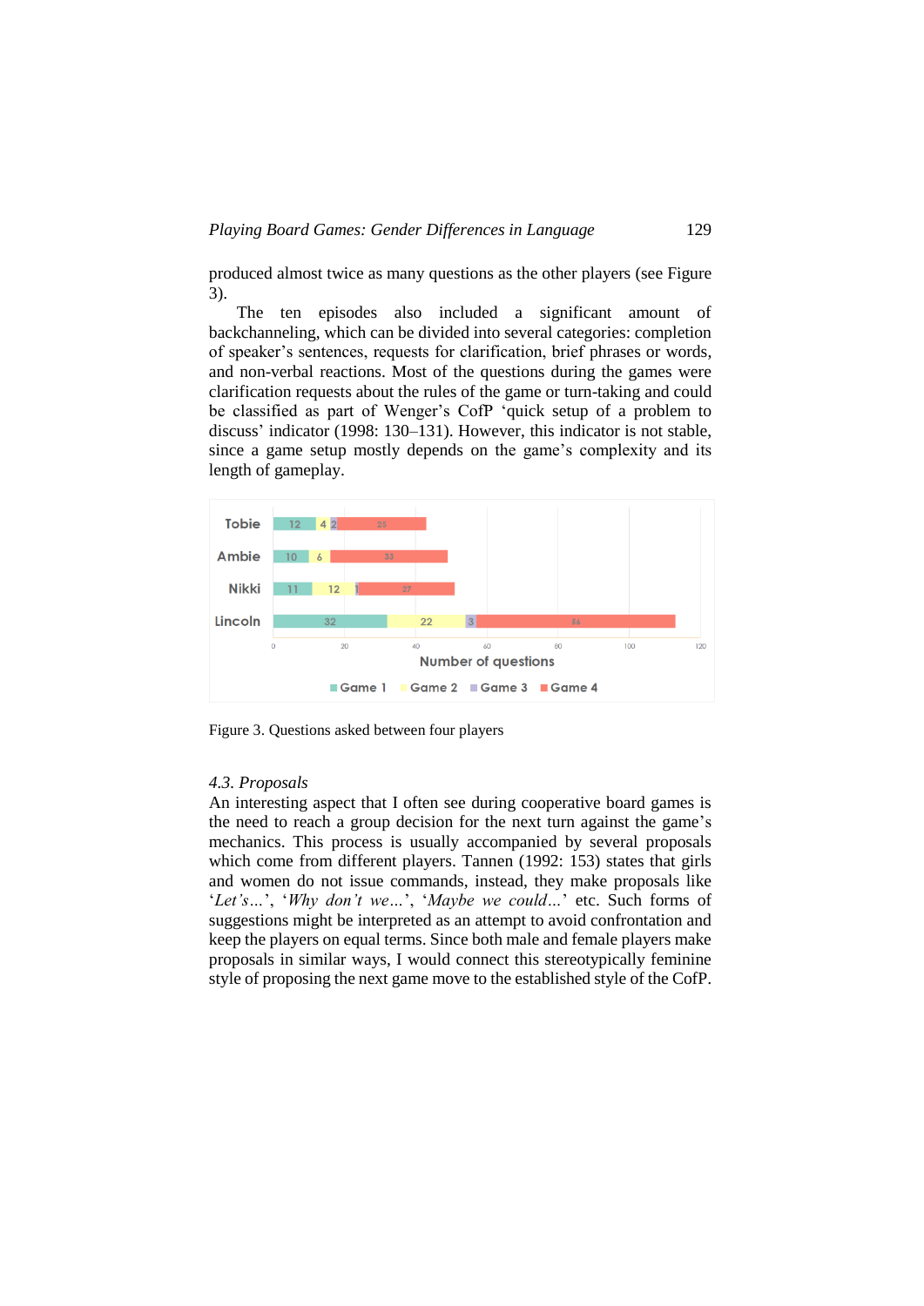produced almost twice as many questions as the other players (see Figure 3).

The ten episodes also included a significant amount of backchanneling, which can be divided into several categories: completion of speaker's sentences, requests for clarification, brief phrases or words, and non-verbal reactions. Most of the questions during the games were clarification requests about the rules of the game or turn-taking and could be classified as part of Wenger's CofP 'quick setup of a problem to discuss' indicator (1998: 130–131). However, this indicator is not stable, since a game setup mostly depends on the game's complexity and its length of gameplay.

| | Game 1 | Game 2 | Game 3 | Game 4 |
|---|---|---|---|---|
| Tobie | 12 | 4 | 2 | 25 |
| Ambie | 10 | 6 | | 33 |
| Nikki | 11 | 12 | 1 | 27 |
| Lincoln | 32 | 22 | 3 | 56 |

Figure 3. Questions asked between four players

### 4.3. Proposals

An interesting aspect that I often see during cooperative board games is the need to reach a group decision for the next turn against the game's mechanics. This process is usually accompanied by several proposals which come from different players. Tannen (1992: 153) states that girls and women do not issue commands, instead, they make proposals like '*Let's…*', '*Why don't we…*', '*Maybe we could…*' etc. Such forms of suggestions might be interpreted as an attempt to avoid confrontation and keep the players on equal terms. Since both male and female players make proposals in similar ways, I would connect this stereotypically feminine style of proposing the next game move to the established style of the CofP.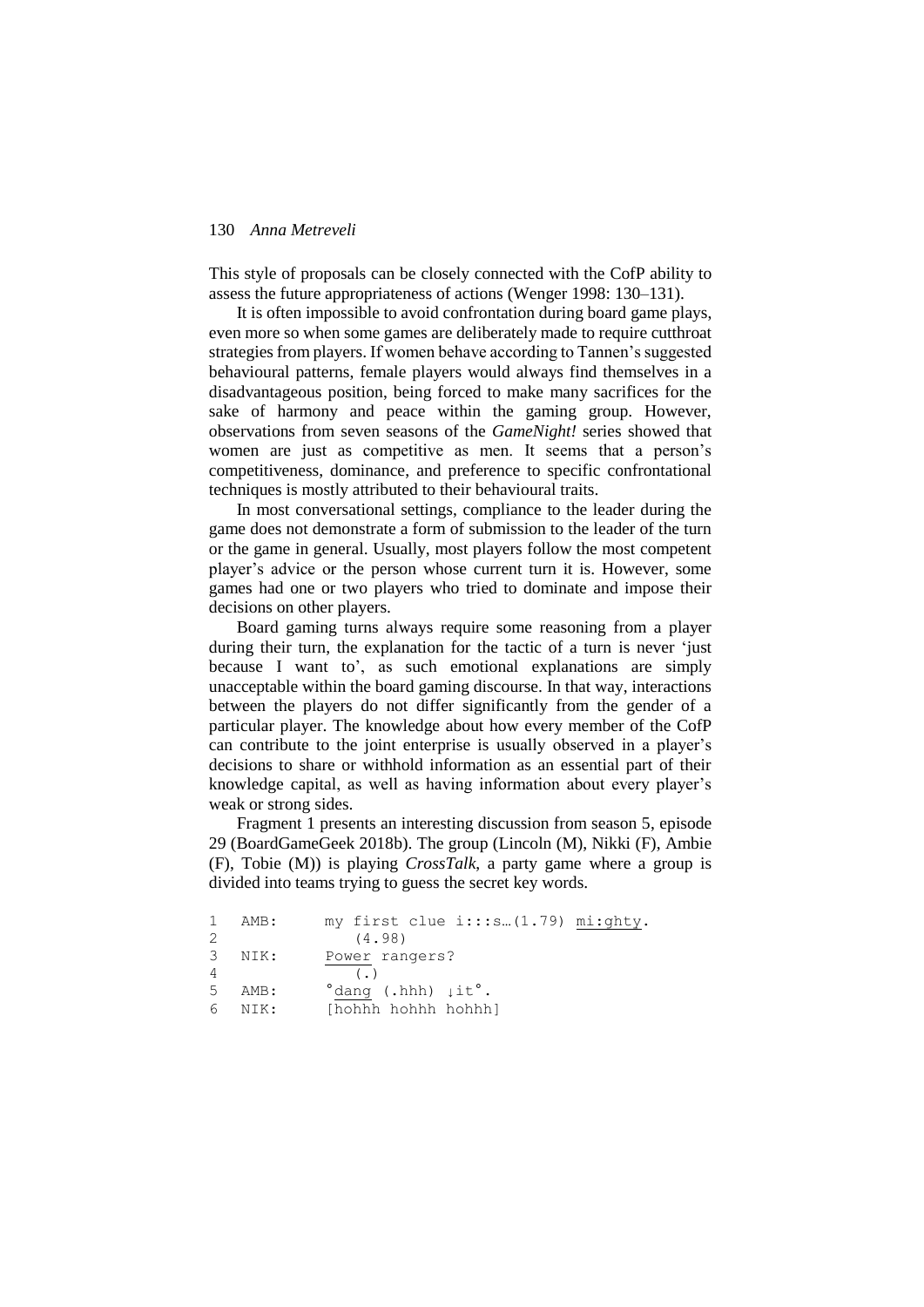This style of proposals can be closely connected with the CofP ability to assess the future appropriateness of actions (Wenger 1998: 130–131).

It is often impossible to avoid confrontation during board game plays, even more so when some games are deliberately made to require cutthroat strategies from players. If women behave according to Tannen's suggested behavioural patterns, female players would always find themselves in a disadvantageous position, being forced to make many sacrifices for the sake of harmony and peace within the gaming group. However, observations from seven seasons of the *GameNight!* series showed that women are just as competitive as men. It seems that a person's competitiveness, dominance, and preference to specific confrontational techniques is mostly attributed to their behavioural traits.

In most conversational settings, compliance to the leader during the game does not demonstrate a form of submission to the leader of the turn or the game in general. Usually, most players follow the most competent player's advice or the person whose current turn it is. However, some games had one or two players who tried to dominate and impose their decisions on other players.

Board gaming turns always require some reasoning from a player during their turn, the explanation for the tactic of a turn is never 'just because I want to', as such emotional explanations are simply unacceptable within the board gaming discourse. In that way, interactions between the players do not differ significantly from the gender of a particular player. The knowledge about how every member of the CofP can contribute to the joint enterprise is usually observed in a player's decisions to share or withhold information as an essential part of their knowledge capital, as well as having information about every player's weak or strong sides.

Fragment 1 presents an interesting discussion from season 5, episode 29 (BoardGameGeek 2018b). The group (Lincoln (M), Nikki (F), Ambie (F), Tobie (M)) is playing *CrossTalk*, a party game where a group is divided into teams trying to guess the secret key words.

```
1   AMB:      my first clue i:::s…(1.79) mi:ghty.
2               (4.98)
3   NIK:      Power rangers?
4               (.)
5   AMB:      °dang (.hhh) ↓it°.
6   NIK:      [hohhh hohhh hohhh]
```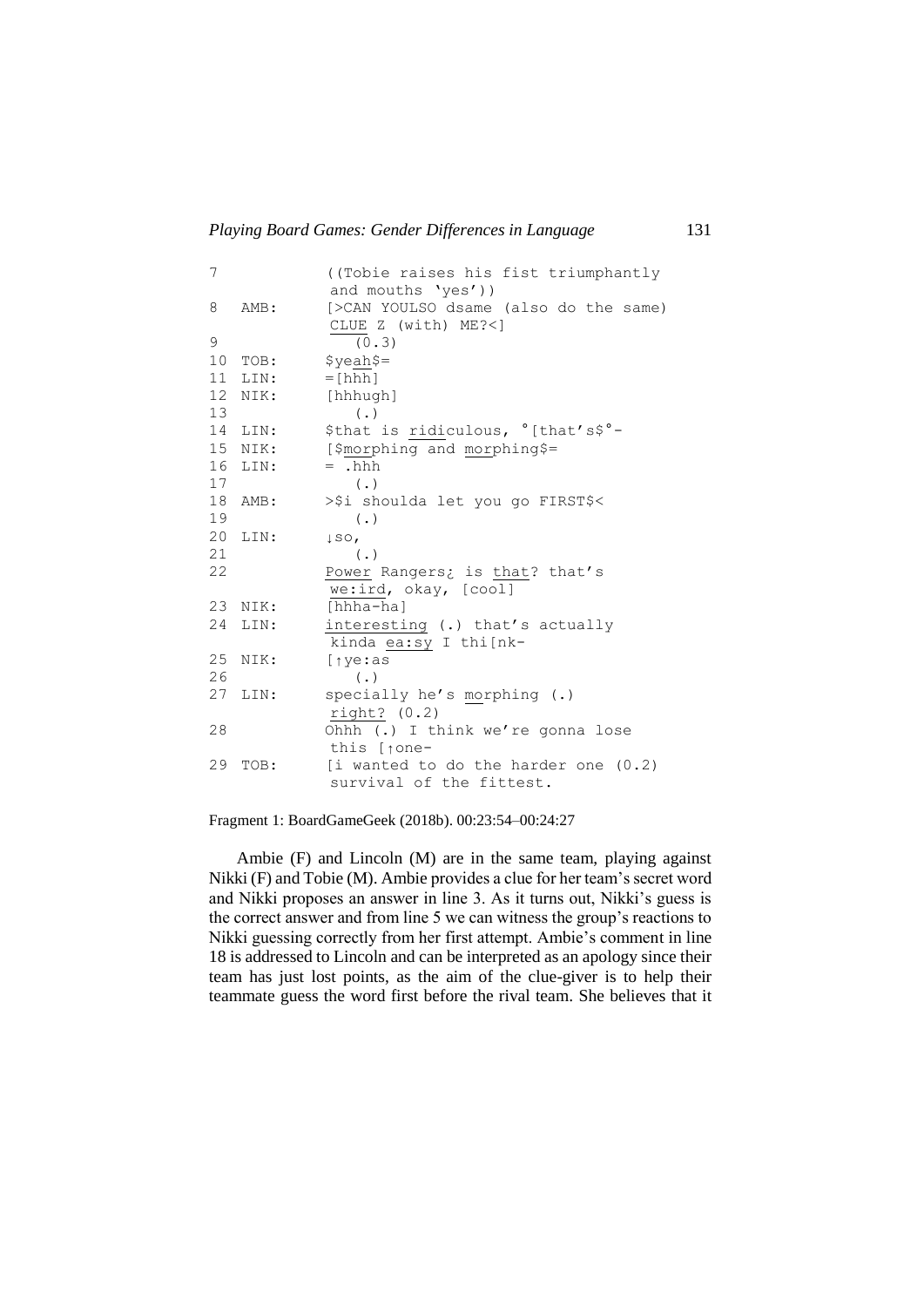```
7            ((Tobie raises his fist triumphantly
              and mouths 'yes'))
8   AMB:     [>CAN YOULSO dsame (also do the same)
              CLUE Z (with) ME?<]
9               (0.3)
10  TOB:     $yeah$=
11  LIN:     =[hhh]
12  NIK:     [hhhugh]
13              (.)
14  LIN:     $that is ridiculous, °[that's$°-
15  NIK:     [$morphing and morphing$=
16  LIN:     = .hhh
17              (.)
18  AMB:     >$i shoulda let you go FIRST$<
19              (.)
20  LIN:     ↓so,
21              (.)
22           Power Rangers¿ is that? that's
              we:ird, okay, [cool]
23  NIK:     [hhha-ha]
24  LIN:     interesting (.) that's actually
              kinda ea:sy I thi[nk-
25  NIK:     [↑ye:as
26              (.)
27  LIN:     specially he's morphing (.)
              right? (0.2)
28           Ohhh (.) I think we're gonna lose
              this [↑one-
29  TOB:     [i wanted to do the harder one (0.2)
              survival of the fittest.
```

Fragment 1: BoardGameGeek (2018b). 00:23:54–00:24:27

Ambie (F) and Lincoln (M) are in the same team, playing against Nikki (F) and Tobie (M). Ambie provides a clue for her team's secret word and Nikki proposes an answer in line 3. As it turns out, Nikki's guess is the correct answer and from line 5 we can witness the group's reactions to Nikki guessing correctly from her first attempt. Ambie's comment in line 18 is addressed to Lincoln and can be interpreted as an apology since their team has just lost points, as the aim of the clue-giver is to help their teammate guess the word first before the rival team. She believes that it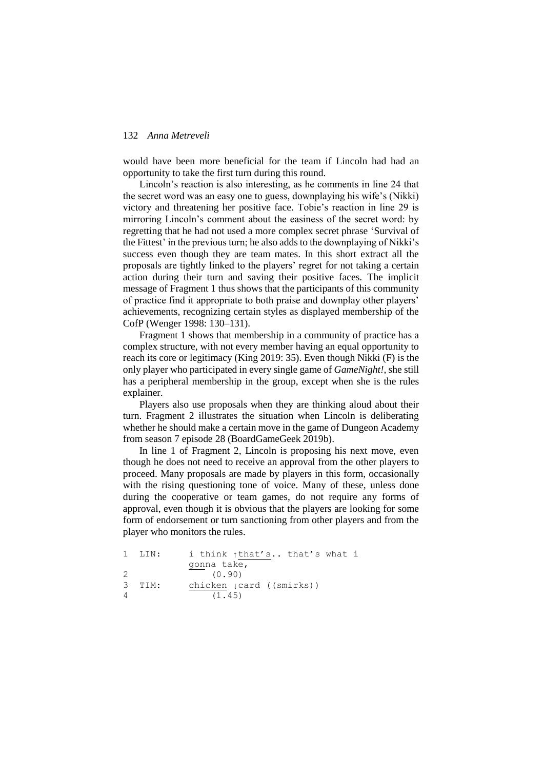would have been more beneficial for the team if Lincoln had had an opportunity to take the first turn during this round.

Lincoln's reaction is also interesting, as he comments in line 24 that the secret word was an easy one to guess, downplaying his wife's (Nikki) victory and threatening her positive face. Tobie's reaction in line 29 is mirroring Lincoln's comment about the easiness of the secret word: by regretting that he had not used a more complex secret phrase 'Survival of the Fittest' in the previous turn; he also adds to the downplaying of Nikki's success even though they are team mates. In this short extract all the proposals are tightly linked to the players' regret for not taking a certain action during their turn and saving their positive faces. The implicit message of Fragment 1 thus shows that the participants of this community of practice find it appropriate to both praise and downplay other players' achievements, recognizing certain styles as displayed membership of the CofP (Wenger 1998: 130–131).

Fragment 1 shows that membership in a community of practice has a complex structure, with not every member having an equal opportunity to reach its core or legitimacy (King 2019: 35). Even though Nikki (F) is the only player who participated in every single game of *GameNight!*, she still has a peripheral membership in the group, except when she is the rules explainer.

Players also use proposals when they are thinking aloud about their turn. Fragment 2 illustrates the situation when Lincoln is deliberating whether he should make a certain move in the game of Dungeon Academy from season 7 episode 28 (BoardGameGeek 2019b).

In line 1 of Fragment 2, Lincoln is proposing his next move, even though he does not need to receive an approval from the other players to proceed. Many proposals are made by players in this form, occasionally with the rising questioning tone of voice. Many of these, unless done during the cooperative or team games, do not require any forms of approval, even though it is obvious that the players are looking for some form of endorsement or turn sanctioning from other players and from the player who monitors the rules.

```
1  LIN:     i think ↑that's.. that's what i
           gonna take,
2              (0.90)
3  TIM:     chicken ↓card ((smirks))
4              (1.45)
```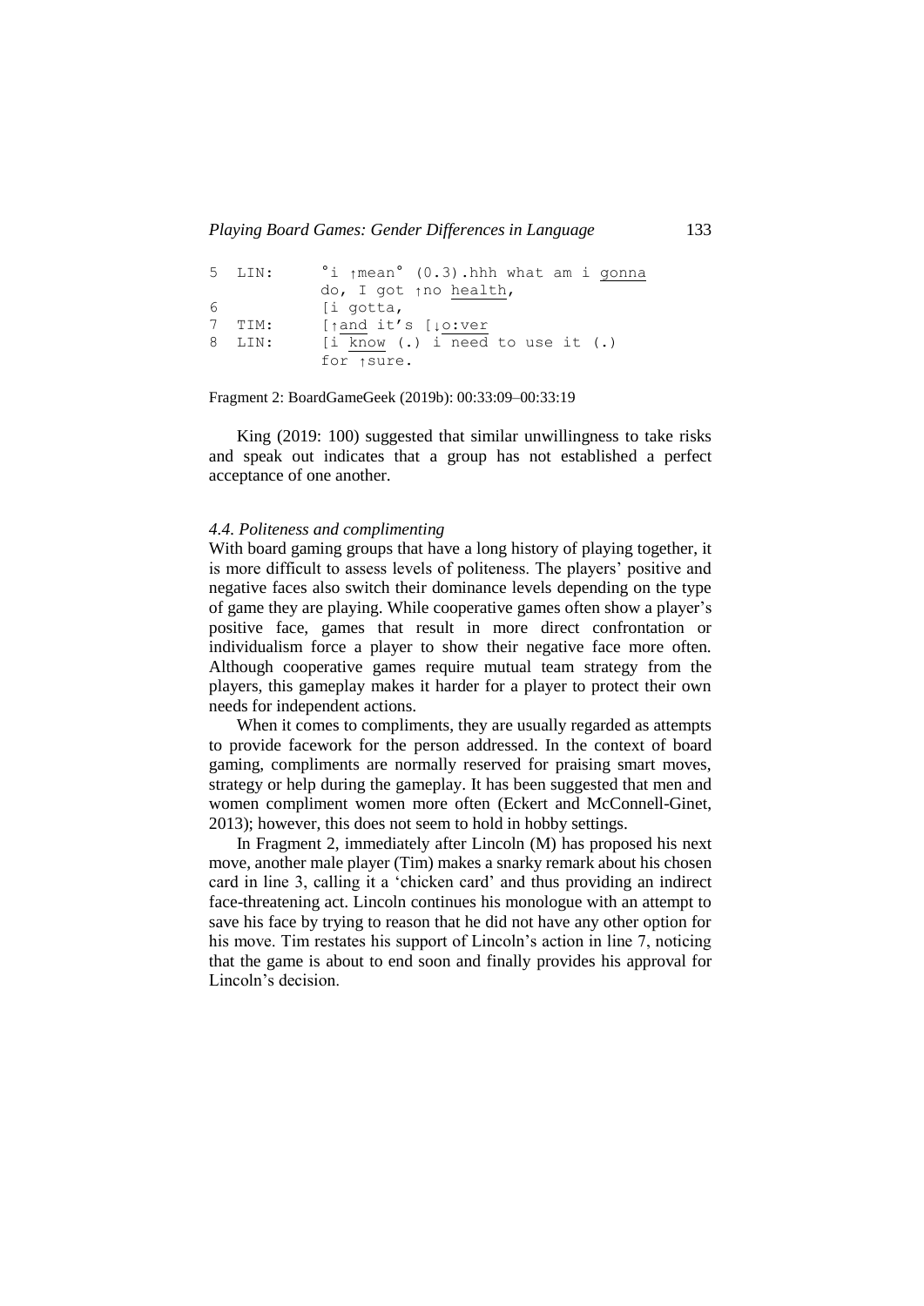```
5  LIN:     °i ↑mean° (0.3).hhh what am i gonna
            do, I got ↑no health,
6           [i gotta,
7  TIM:     [↑and it's [↓o:ver
8  LIN:     [i know (.) i need to use it (.)
            for ↑sure.
```

Fragment 2: BoardGameGeek (2019b): 00:33:09–00:33:19

King (2019: 100) suggested that similar unwillingness to take risks and speak out indicates that a group has not established a perfect acceptance of one another.

### *4.4. Politeness and complimenting*

With board gaming groups that have a long history of playing together, it is more difficult to assess levels of politeness. The players' positive and negative faces also switch their dominance levels depending on the type of game they are playing. While cooperative games often show a player's positive face, games that result in more direct confrontation or individualism force a player to show their negative face more often. Although cooperative games require mutual team strategy from the players, this gameplay makes it harder for a player to protect their own needs for independent actions.

When it comes to compliments, they are usually regarded as attempts to provide facework for the person addressed. In the context of board gaming, compliments are normally reserved for praising smart moves, strategy or help during the gameplay. It has been suggested that men and women compliment women more often (Eckert and McConnell-Ginet, 2013); however, this does not seem to hold in hobby settings.

In Fragment 2, immediately after Lincoln (M) has proposed his next move, another male player (Tim) makes a snarky remark about his chosen card in line 3, calling it a 'chicken card' and thus providing an indirect face-threatening act. Lincoln continues his monologue with an attempt to save his face by trying to reason that he did not have any other option for his move. Tim restates his support of Lincoln's action in line 7, noticing that the game is about to end soon and finally provides his approval for Lincoln's decision.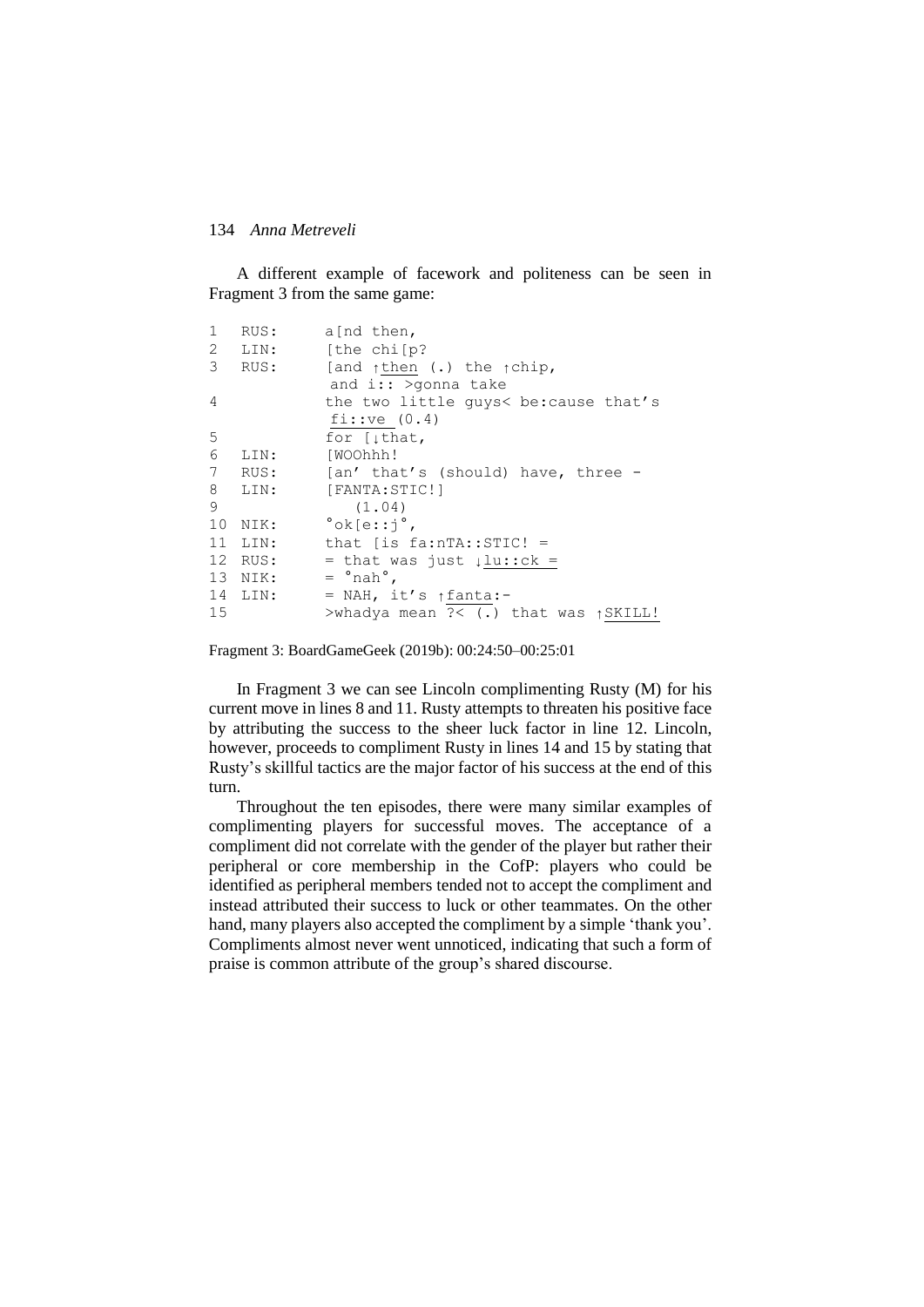A different example of facework and politeness can be seen in Fragment 3 from the same game:

```
1   RUS:     a[nd then,
2   LIN:     [the chi[p?
3   RUS:     [and ↑then (.) the ↑chip,
              and i:: >gonna take
4            the two little guys< be:cause that's
             fi::ve (0.4)
5            for [↓that,
6   LIN:     [WOOhhh!
7   RUS:     [an' that's (should) have, three -
8   LIN:     [FANTA:STIC!]
9               (1.04)
10  NIK:     °ok[e::j°,
11  LIN:     that [is fa:nTA::STIC! =
12  RUS:     = that was just ↓lu::ck =
13  NIK:     = °nah°,
14  LIN:     = NAH, it's ↑fanta:-
15           >whadya mean ?< (.) that was ↑SKILL!
```

Fragment 3: BoardGameGeek (2019b): 00:24:50–00:25:01

In Fragment 3 we can see Lincoln complimenting Rusty (M) for his current move in lines 8 and 11. Rusty attempts to threaten his positive face by attributing the success to the sheer luck factor in line 12. Lincoln, however, proceeds to compliment Rusty in lines 14 and 15 by stating that Rusty's skillful tactics are the major factor of his success at the end of this turn.

Throughout the ten episodes, there were many similar examples of complimenting players for successful moves. The acceptance of a compliment did not correlate with the gender of the player but rather their peripheral or core membership in the CofP: players who could be identified as peripheral members tended not to accept the compliment and instead attributed their success to luck or other teammates. On the other hand, many players also accepted the compliment by a simple 'thank you'. Compliments almost never went unnoticed, indicating that such a form of praise is common attribute of the group's shared discourse.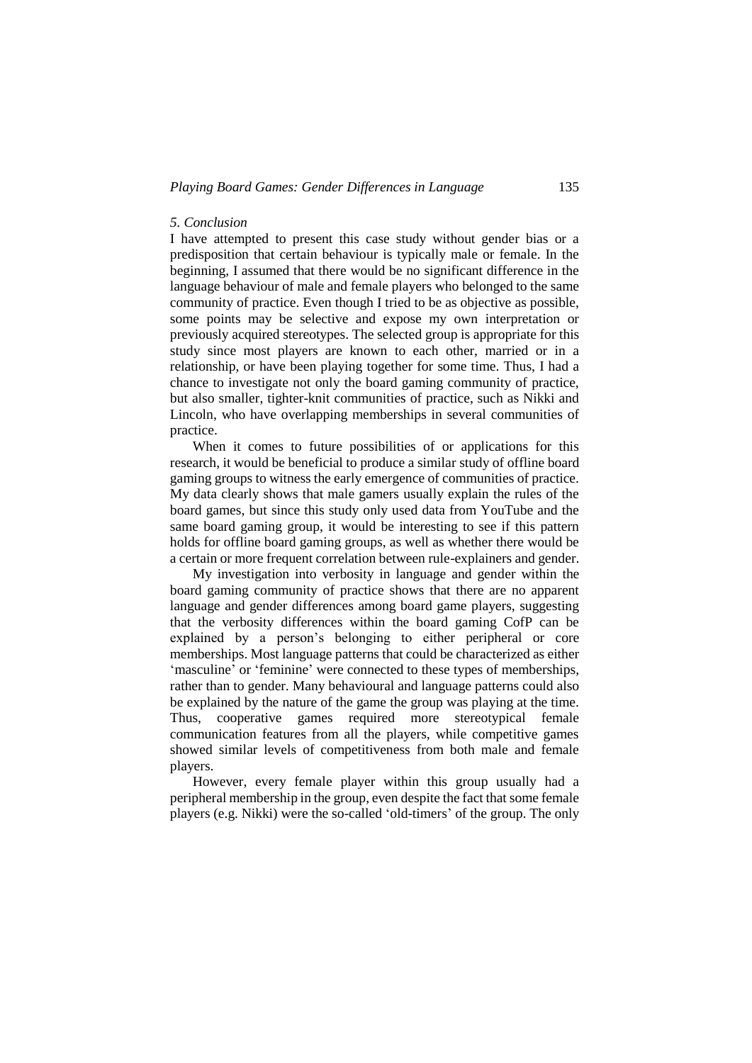### *5. Conclusion*

I have attempted to present this case study without gender bias or a predisposition that certain behaviour is typically male or female. In the beginning, I assumed that there would be no significant difference in the language behaviour of male and female players who belonged to the same community of practice. Even though I tried to be as objective as possible, some points may be selective and expose my own interpretation or previously acquired stereotypes. The selected group is appropriate for this study since most players are known to each other, married or in a relationship, or have been playing together for some time. Thus, I had a chance to investigate not only the board gaming community of practice, but also smaller, tighter-knit communities of practice, such as Nikki and Lincoln, who have overlapping memberships in several communities of practice.

When it comes to future possibilities of or applications for this research, it would be beneficial to produce a similar study of offline board gaming groups to witness the early emergence of communities of practice. My data clearly shows that male gamers usually explain the rules of the board games, but since this study only used data from YouTube and the same board gaming group, it would be interesting to see if this pattern holds for offline board gaming groups, as well as whether there would be a certain or more frequent correlation between rule-explainers and gender.

My investigation into verbosity in language and gender within the board gaming community of practice shows that there are no apparent language and gender differences among board game players, suggesting that the verbosity differences within the board gaming CofP can be explained by a person's belonging to either peripheral or core memberships. Most language patterns that could be characterized as either 'masculine' or 'feminine' were connected to these types of memberships, rather than to gender. Many behavioural and language patterns could also be explained by the nature of the game the group was playing at the time. Thus, cooperative games required more stereotypical female communication features from all the players, while competitive games showed similar levels of competitiveness from both male and female players.

However, every female player within this group usually had a peripheral membership in the group, even despite the fact that some female players (e.g. Nikki) were the so-called 'old-timers' of the group. The only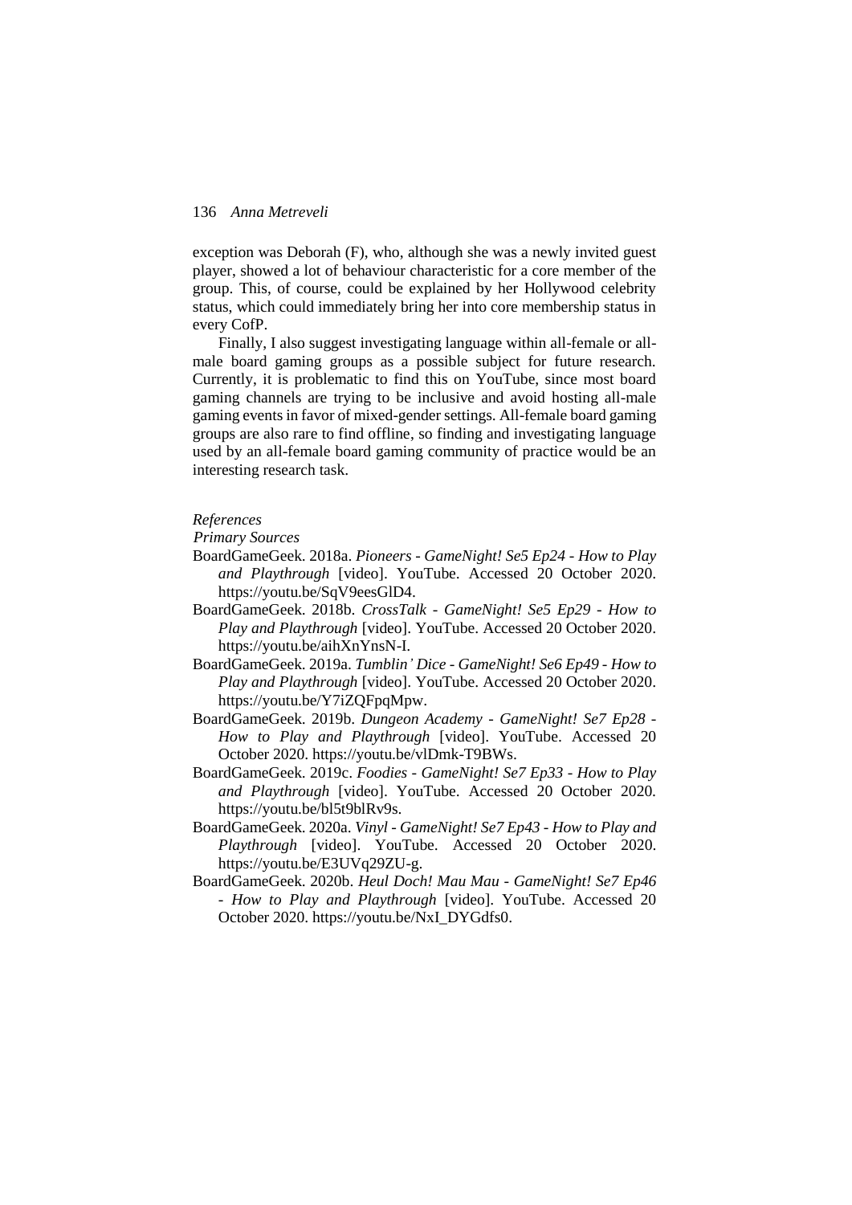exception was Deborah (F), who, although she was a newly invited guest player, showed a lot of behaviour characteristic for a core member of the group. This, of course, could be explained by her Hollywood celebrity status, which could immediately bring her into core membership status in every CofP.

Finally, I also suggest investigating language within all-female or all-male board gaming groups as a possible subject for future research. Currently, it is problematic to find this on YouTube, since most board gaming channels are trying to be inclusive and avoid hosting all-male gaming events in favor of mixed-gender settings. All-female board gaming groups are also rare to find offline, so finding and investigating language used by an all-female board gaming community of practice would be an interesting research task.

*References*

*Primary Sources*

BoardGameGeek. 2018a. *Pioneers - GameNight! Se5 Ep24 - How to Play and Playthrough* [video]. YouTube. Accessed 20 October 2020. https://youtu.be/SqV9eesGlD4.

BoardGameGeek. 2018b. *CrossTalk - GameNight! Se5 Ep29 - How to Play and Playthrough* [video]. YouTube. Accessed 20 October 2020. https://youtu.be/aihXnYnsN-I.

BoardGameGeek. 2019a. *Tumblin' Dice - GameNight! Se6 Ep49 - How to Play and Playthrough* [video]. YouTube. Accessed 20 October 2020. https://youtu.be/Y7iZQFpqMpw.

BoardGameGeek. 2019b. *Dungeon Academy - GameNight! Se7 Ep28 - How to Play and Playthrough* [video]. YouTube. Accessed 20 October 2020. https://youtu.be/vlDmk-T9BWs.

BoardGameGeek. 2019c. *Foodies - GameNight! Se7 Ep33 - How to Play and Playthrough* [video]. YouTube. Accessed 20 October 2020. https://youtu.be/bl5t9blRv9s.

BoardGameGeek. 2020a. *Vinyl - GameNight! Se7 Ep43 - How to Play and Playthrough* [video]. YouTube. Accessed 20 October 2020. https://youtu.be/E3UVq29ZU-g.

BoardGameGeek. 2020b. *Heul Doch! Mau Mau - GameNight! Se7 Ep46 - How to Play and Playthrough* [video]. YouTube. Accessed 20 October 2020. https://youtu.be/NxI_DYGdfs0.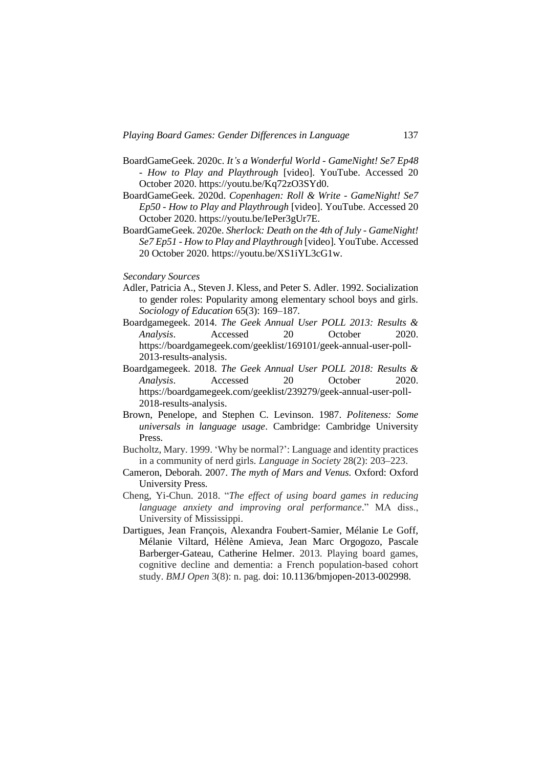BoardGameGeek. 2020c. *It's a Wonderful World - GameNight! Se7 Ep48 - How to Play and Playthrough* [video]. YouTube. Accessed 20 October 2020. https://youtu.be/Kq72zO3SYd0.

BoardGameGeek. 2020d. *Copenhagen: Roll & Write - GameNight! Se7 Ep50 - How to Play and Playthrough* [video]. YouTube. Accessed 20 October 2020. https://youtu.be/IePer3gUr7E.

BoardGameGeek. 2020e. *Sherlock: Death on the 4th of July - GameNight! Se7 Ep51 - How to Play and Playthrough* [video]. YouTube. Accessed 20 October 2020. https://youtu.be/XS1iYL3cG1w.

*Secondary Sources*

Adler, Patricia A., Steven J. Kless, and Peter S. Adler. 1992. Socialization to gender roles: Popularity among elementary school boys and girls. *Sociology of Education* 65(3): 169–187.

Boardgamegeek. 2014. *The Geek Annual User POLL 2013: Results & Analysis*. Accessed 20 October 2020. https://boardgamegeek.com/geeklist/169101/geek-annual-user-poll-2013-results-analysis.

Boardgamegeek. 2018. *The Geek Annual User POLL 2018: Results & Analysis*. Accessed 20 October 2020. https://boardgamegeek.com/geeklist/239279/geek-annual-user-poll-2018-results-analysis.

Brown, Penelope, and Stephen C. Levinson. 1987. *Politeness: Some universals in language usage*. Cambridge: Cambridge University Press.

Bucholtz, Mary. 1999. 'Why be normal?': Language and identity practices in a community of nerd girls. *Language in Society* 28(2): 203–223.

Cameron, Deborah. 2007. *The myth of Mars and Venus.* Oxford: Oxford University Press.

Cheng, Yi-Chun. 2018. "*The effect of using board games in reducing language anxiety and improving oral performance*." MA diss., University of Mississippi.

Dartigues, Jean François, Alexandra Foubert-Samier, Mélanie Le Goff, Mélanie Viltard, Hélène Amieva, Jean Marc Orgogozo, Pascale Barberger-Gateau, Catherine Helmer. 2013. Playing board games, cognitive decline and dementia: a French population-based cohort study. *BMJ Open* 3(8): n. pag. doi: 10.1136/bmjopen-2013-002998.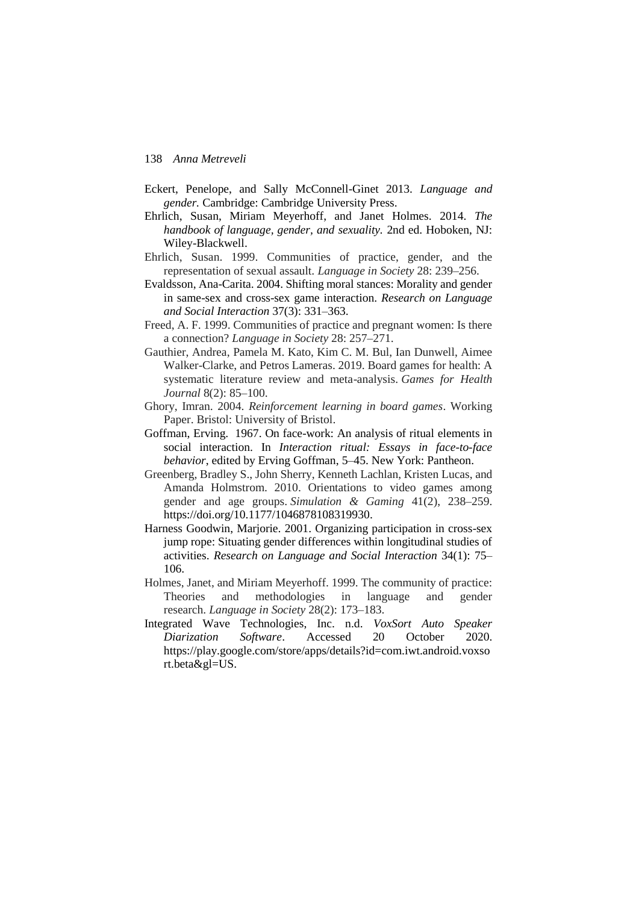Eckert, Penelope, and Sally McConnell-Ginet 2013. *Language and gender.* Cambridge: Cambridge University Press.

Ehrlich, Susan, Miriam Meyerhoff, and Janet Holmes. 2014. *The handbook of language, gender, and sexuality.* 2nd ed. Hoboken, NJ: Wiley-Blackwell.

Ehrlich, Susan. 1999. Communities of practice, gender, and the representation of sexual assault. *Language in Society* 28: 239–256.

Evaldsson, Ana-Carita. 2004. Shifting moral stances: Morality and gender in same-sex and cross-sex game interaction. *Research on Language and Social Interaction* 37(3): 331–363.

Freed, A. F. 1999. Communities of practice and pregnant women: Is there a connection? *Language in Society* 28: 257–271.

Gauthier, Andrea, Pamela M. Kato, Kim C. M. Bul, Ian Dunwell, Aimee Walker-Clarke, and Petros Lameras. 2019. Board games for health: A systematic literature review and meta-analysis. *Games for Health Journal* 8(2): 85–100.

Ghory, Imran. 2004. *Reinforcement learning in board games*. Working Paper. Bristol: University of Bristol.

Goffman, Erving. 1967. On face-work: An analysis of ritual elements in social interaction. In *Interaction ritual: Essays in face-to-face behavior*, edited by Erving Goffman, 5–45. New York: Pantheon.

Greenberg, Bradley S., John Sherry, Kenneth Lachlan, Kristen Lucas, and Amanda Holmstrom. 2010. Orientations to video games among gender and age groups. *Simulation & Gaming* 41(2), 238–259. https://doi.org/10.1177/1046878108319930.

Harness Goodwin, Marjorie. 2001. Organizing participation in cross-sex jump rope: Situating gender differences within longitudinal studies of activities. *Research on Language and Social Interaction* 34(1): 75–106.

Holmes, Janet, and Miriam Meyerhoff. 1999. The community of practice: Theories and methodologies in language and gender research. *Language in Society* 28(2): 173–183.

Integrated Wave Technologies, Inc. n.d. *VoxSort Auto Speaker Diarization Software*. Accessed 20 October 2020. https://play.google.com/store/apps/details?id=com.iwt.android.voxsort.beta&gl=US.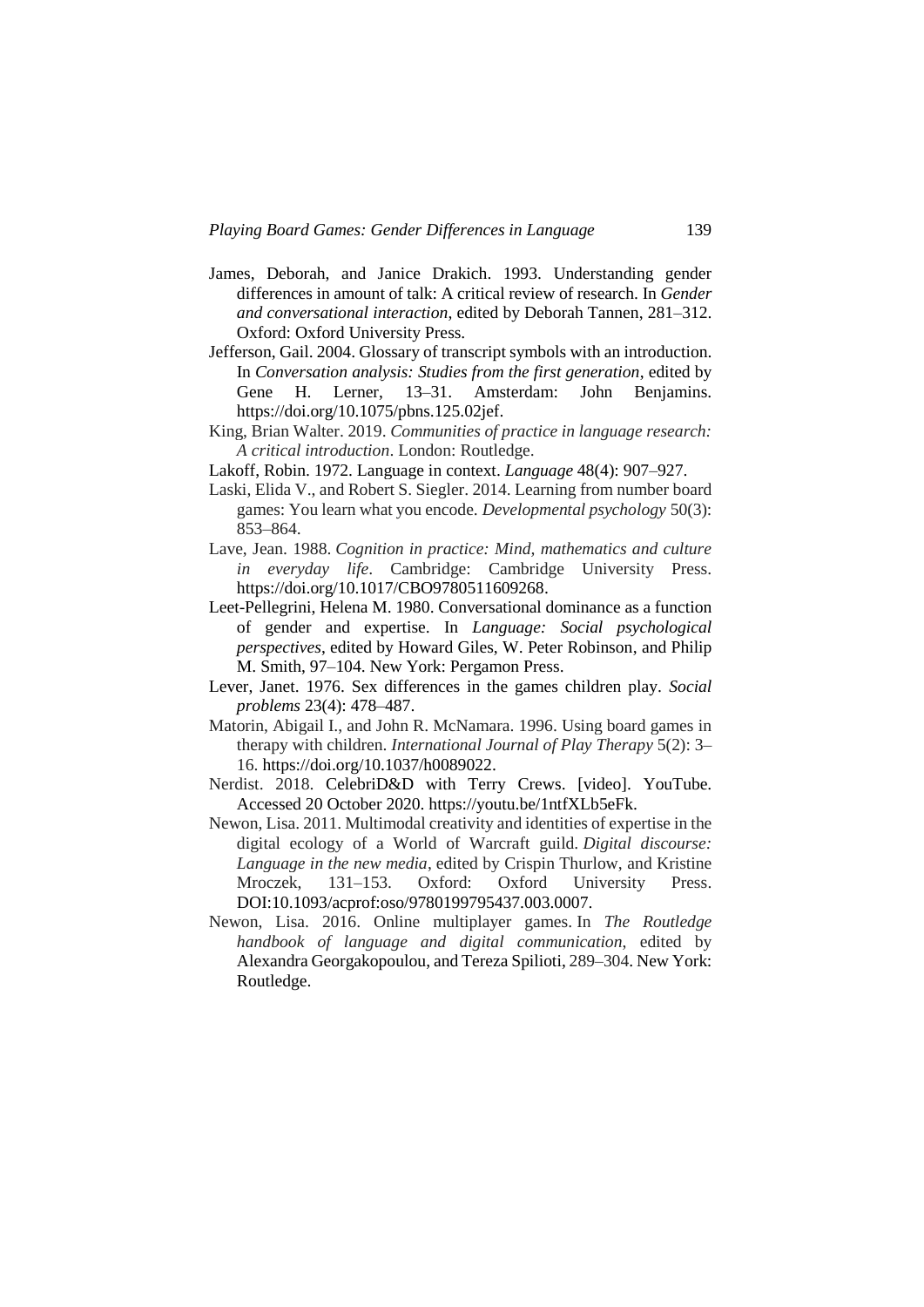James, Deborah, and Janice Drakich. 1993. Understanding gender differences in amount of talk: A critical review of research. In *Gender and conversational interaction*, edited by Deborah Tannen, 281–312. Oxford: Oxford University Press.

Jefferson, Gail. 2004. Glossary of transcript symbols with an introduction. In *Conversation analysis: Studies from the first generation*, edited by Gene H. Lerner, 13–31. Amsterdam: John Benjamins. https://doi.org/10.1075/pbns.125.02jef.

King, Brian Walter. 2019. *Communities of practice in language research: A critical introduction*. London: Routledge.

Lakoff, Robin. 1972. Language in context. *Language* 48(4): 907–927.

Laski, Elida V., and Robert S. Siegler. 2014. Learning from number board games: You learn what you encode. *Developmental psychology* 50(3): 853–864.

Lave, Jean. 1988. *Cognition in practice: Mind, mathematics and culture in everyday life*. Cambridge: Cambridge University Press. https://doi.org/10.1017/CBO9780511609268.

Leet-Pellegrini, Helena M. 1980. Conversational dominance as a function of gender and expertise. In *Language: Social psychological perspectives*, edited by Howard Giles, W. Peter Robinson, and Philip M. Smith, 97–104. New York: Pergamon Press.

Lever, Janet. 1976. Sex differences in the games children play. *Social problems* 23(4): 478–487.

Matorin, Abigail I., and John R. McNamara. 1996. Using board games in therapy with children. *International Journal of Play Therapy* 5(2): 3–16. https://doi.org/10.1037/h0089022.

Nerdist. 2018. CelebriD&D with Terry Crews. [video]. YouTube. Accessed 20 October 2020. https://youtu.be/1ntfXLb5eFk.

Newon, Lisa. 2011. Multimodal creativity and identities of expertise in the digital ecology of a World of Warcraft guild. *Digital discourse: Language in the new media*, edited by Crispin Thurlow, and Kristine Mroczek, 131–153. Oxford: Oxford University Press. DOI:10.1093/acprof:oso/9780199795437.003.0007.

Newon, Lisa. 2016. Online multiplayer games. In *The Routledge handbook of language and digital communication*, edited by Alexandra Georgakopoulou, and Tereza Spilioti, 289–304. New York: Routledge.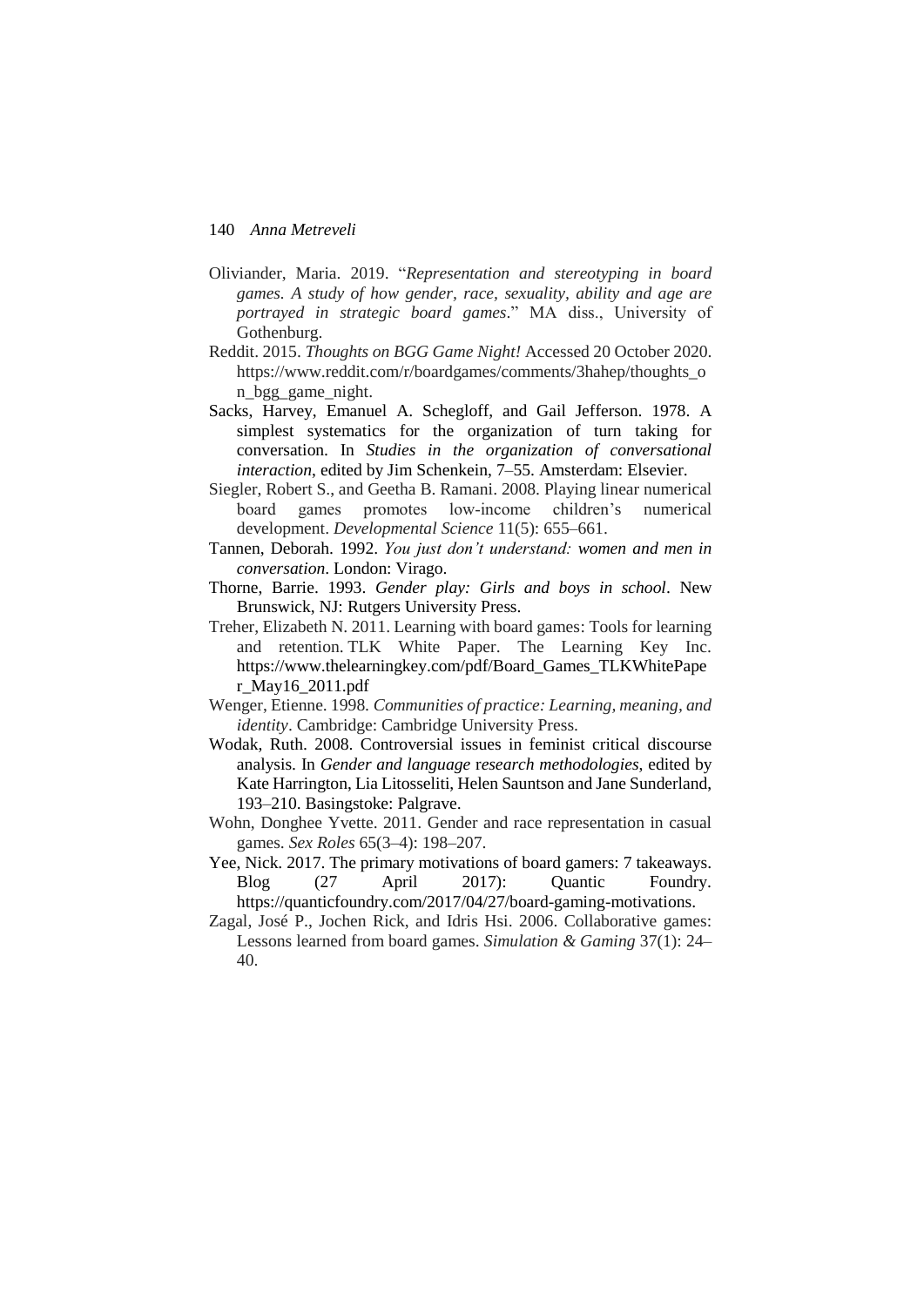Oliviander, Maria. 2019. "*Representation and stereotyping in board games. A study of how gender, race, sexuality, ability and age are portrayed in strategic board games*." MA diss., University of Gothenburg.

Reddit. 2015. *Thoughts on BGG Game Night!* Accessed 20 October 2020. https://www.reddit.com/r/boardgames/comments/3hahep/thoughts_on_bgg_game_night.

Sacks, Harvey, Emanuel A. Schegloff, and Gail Jefferson. 1978. A simplest systematics for the organization of turn taking for conversation. In *Studies in the organization of conversational interaction*, edited by Jim Schenkein, 7–55. Amsterdam: Elsevier.

Siegler, Robert S., and Geetha B. Ramani. 2008. Playing linear numerical board games promotes low-income children's numerical development. *Developmental Science* 11(5): 655–661.

Tannen, Deborah. 1992. *You just don't understand: women and men in conversation*. London: Virago.

Thorne, Barrie. 1993. *Gender play: Girls and boys in school*. New Brunswick, NJ: Rutgers University Press.

Treher, Elizabeth N. 2011. Learning with board games: Tools for learning and retention. TLK White Paper. The Learning Key Inc. https://www.thelearningkey.com/pdf/Board_Games_TLKWhitePaper_May16_2011.pdf

Wenger, Etienne. 1998. *Communities of practice: Learning, meaning, and identity*. Cambridge: Cambridge University Press.

Wodak, Ruth. 2008. Controversial issues in feminist critical discourse analysis. In *Gender and language research methodologies*, edited by Kate Harrington, Lia Litosseliti, Helen Sauntson and Jane Sunderland, 193–210. Basingstoke: Palgrave.

Wohn, Donghee Yvette. 2011. Gender and race representation in casual games. *Sex Roles* 65(3–4): 198–207.

Yee, Nick. 2017. The primary motivations of board gamers: 7 takeaways. Blog (27 April 2017): Quantic Foundry. https://quanticfoundry.com/2017/04/27/board-gaming-motivations.

Zagal, José P., Jochen Rick, and Idris Hsi. 2006. Collaborative games: Lessons learned from board games. *Simulation & Gaming* 37(1): 24–40.